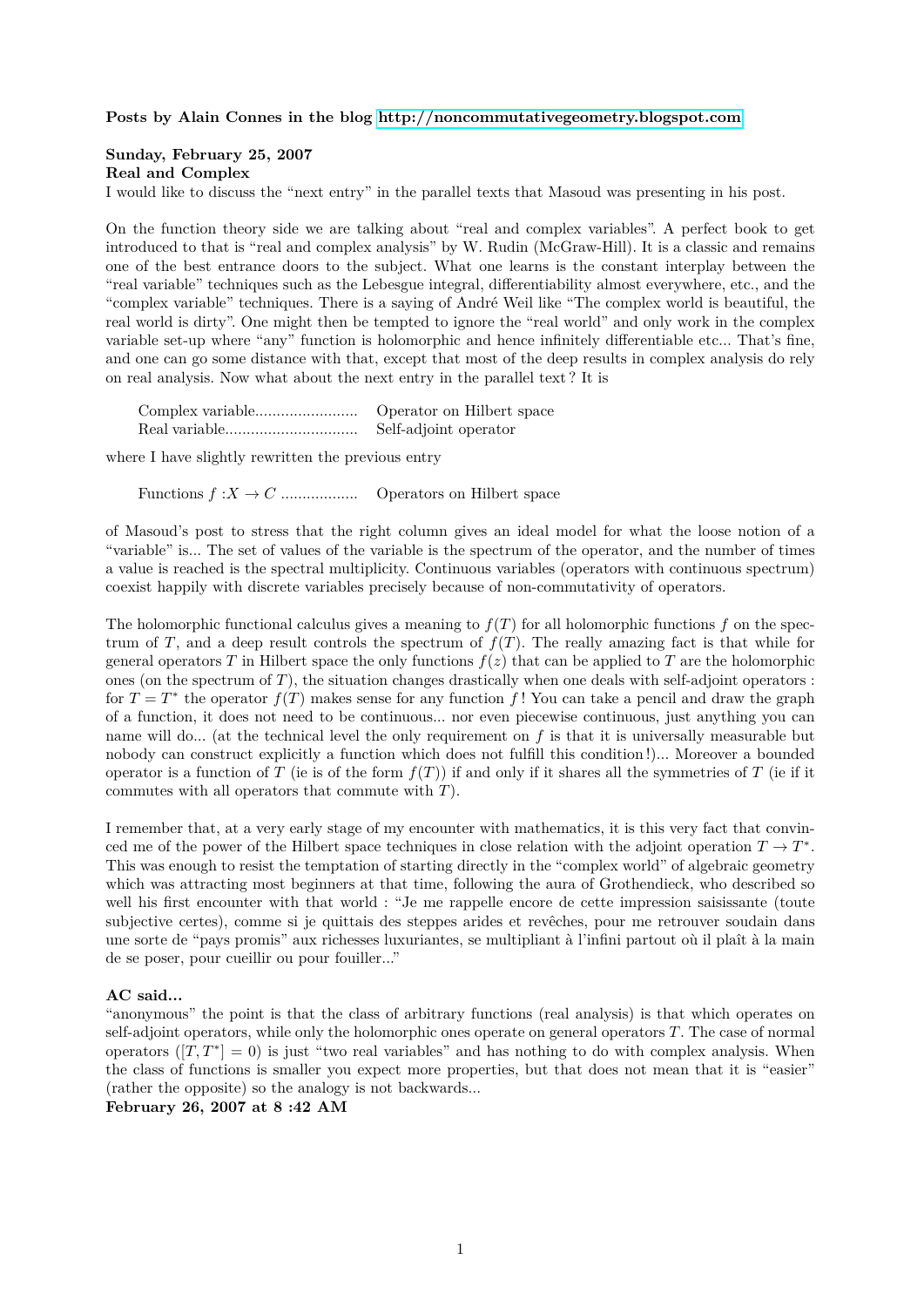**Posts by Alain Connes in the blog http://noncommutativegeometry.blogspot.com**

**Sunday, February 25, 2007**
**Real and Complex**
I would like to discuss the "next entry" in the parallel texts that Masoud was presenting in his post.

On the function theory side we are talking about "real and complex variables". A perfect book to get introduced to that is "real and complex analysis" by W. Rudin (McGraw-Hill). It is a classic and remains one of the best entrance doors to the subject. What one learns is the constant interplay between the "real variable" techniques such as the Lebesgue integral, differentiability almost everywhere, etc., and the "complex variable" techniques. There is a saying of André Weil like "The complex world is beautiful, the real world is dirty". One might then be tempted to ignore the "real world" and only work in the complex variable set-up where "any" function is holomorphic and hence infinitely differentiable etc... That's fine, and one can go some distance with that, except that most of the deep results in complex analysis do rely on real analysis. Now what about the next entry in the parallel text ? It is

> Complex variable........................ Operator on Hilbert space
> Real variable............................... Self-adjoint operator

where I have slightly rewritten the previous entry

> Functions $f : X \to C$ .................. Operators on Hilbert space

of Masoud's post to stress that the right column gives an ideal model for what the loose notion of a "variable" is... The set of values of the variable is the spectrum of the operator, and the number of times a value is reached is the spectral multiplicity. Continuous variables (operators with continuous spectrum) coexist happily with discrete variables precisely because of non-commutativity of operators.

The holomorphic functional calculus gives a meaning to $f(T)$ for all holomorphic functions $f$ on the spectrum of $T$, and a deep result controls the spectrum of $f(T)$. The really amazing fact is that while for general operators $T$ in Hilbert space the only functions $f(z)$ that can be applied to $T$ are the holomorphic ones (on the spectrum of $T$), the situation changes drastically when one deals with self-adjoint operators : for $T = T^*$ the operator $f(T)$ makes sense for any function $f$ ! You can take a pencil and draw the graph of a function, it does not need to be continuous... nor even piecewise continuous, just anything you can name will do... (at the technical level the only requirement on $f$ is that it is universally measurable but nobody can construct explicitly a function which does not fulfill this condition!)... Moreover a bounded operator is a function of $T$ (ie is of the form $f(T)$) if and only if it shares all the symmetries of $T$ (ie if it commutes with all operators that commute with $T$).

I remember that, at a very early stage of my encounter with mathematics, it is this very fact that convinced me of the power of the Hilbert space techniques in close relation with the adjoint operation $T \to T^*$. This was enough to resist the temptation of starting directly in the "complex world" of algebraic geometry which was attracting most beginners at that time, following the aura of Grothendieck, who described so well his first encounter with that world : "Je me rappelle encore de cette impression saisissante (toute subjective certes), comme si je quittais des steppes arides et revêches, pour me retrouver soudain dans une sorte de "pays promis" aux richesses luxuriantes, se multipliant à l'infini partout où il plaît à la main de se poser, pour cueillir ou pour fouiller..."

**AC said...**
"anonymous" the point is that the class of arbitrary functions (real analysis) is that which operates on self-adjoint operators, while only the holomorphic ones operate on general operators $T$. The case of normal operators ($[T, T^*] = 0$) is just "two real variables" and has nothing to do with complex analysis. When the class of functions is smaller you expect more properties, but that does not mean that it is "easier" (rather the opposite) so the analogy is not backwards...
**February 26, 2007 at 8 :42 AM**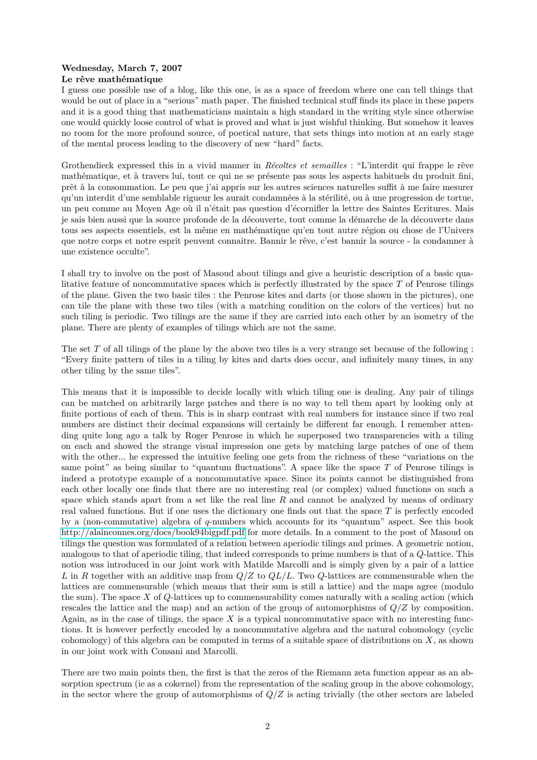**Wednesday, March 7, 2007**
**Le rêve mathématique**

I guess one possible use of a blog, like this one, is as a space of freedom where one can tell things that would be out of place in a "serious" math paper. The finished technical stuff finds its place in these papers and it is a good thing that mathematicians maintain a high standard in the writing style since otherwise one would quickly loose control of what is proved and what is just wishful thinking. But somehow it leaves no room for the more profound source, of poetical nature, that sets things into motion at an early stage of the mental process leading to the discovery of new "hard" facts.

Grothendieck expressed this in a vivid manner in *Récoltes et semailles* : "L'interdit qui frappe le rêve mathématique, et à travers lui, tout ce qui ne se présente pas sous les aspects habituels du produit fini, prêt à la consommation. Le peu que j'ai appris sur les autres sciences naturelles suffit à me faire mesurer qu'un interdit d'une semblable rigueur les aurait condamnées à la stérilité, ou à une progression de tortue, un peu comme au Moyen Age où il n'était pas question d'écornifler la lettre des Saintes Ecritures. Mais je sais bien aussi que la source profonde de la découverte, tout comme la démarche de la découverte dans tous ses aspects essentiels, est la même en mathématique qu'en tout autre région ou chose de l'Univers que notre corps et notre esprit peuvent connaitre. Bannir le rêve, c'est bannir la source - la condamner à une existence occulte".

I shall try to involve on the post of Masoud about tilings and give a heuristic description of a basic qualitative feature of noncommutative spaces which is perfectly illustrated by the space $T$ of Penrose tilings of the plane. Given the two basic tiles : the Penrose kites and darts (or those shown in the pictures), one can tile the plane with these two tiles (with a matching condition on the colors of the vertices) but no such tiling is periodic. Two tilings are the same if they are carried into each other by an isometry of the plane. There are plenty of examples of tilings which are not the same.

The set $T$ of all tilings of the plane by the above two tiles is a very strange set because of the following : "Every finite pattern of tiles in a tiling by kites and darts does occur, and infinitely many times, in any other tiling by the same tiles".

This means that it is impossible to decide locally with which tiling one is dealing. Any pair of tilings can be matched on arbitrarily large patches and there is no way to tell them apart by looking only at finite portions of each of them. This is in sharp contrast with real numbers for instance since if two real numbers are distinct their decimal expansions will certainly be different far enough. I remember attending quite long ago a talk by Roger Penrose in which he superposed two transparencies with a tiling on each and showed the strange visual impression one gets by matching large patches of one of them with the other... he expressed the intuitive feeling one gets from the richness of these "variations on the same point" as being similar to "quantum fluctuations". A space like the space $T$ of Penrose tilings is indeed a prototype example of a noncommutative space. Since its points cannot be distinguished from each other locally one finds that there are no interesting real (or complex) valued functions on such a space which stands apart from a set like the real line $R$ and cannot be analyzed by means of ordinary real valued functions. But if one uses the dictionary one finds out that the space $T$ is perfectly encoded by a (non-commutative) algebra of $q$-numbers which accounts for its "quantum" aspect. See this book http://alainconnes.org/docs/book94bigpdf.pdf for more details. In a comment to the post of Masoud on tilings the question was formulated of a relation between aperiodic tilings and primes. A geometric notion, analogous to that of aperiodic tiling, that indeed corresponds to prime numbers is that of a $Q$-lattice. This notion was introduced in our joint work with Matilde Marcolli and is simply given by a pair of a lattice $L$ in $R$ together with an additive map from $Q/Z$ to $QL/L$. Two $Q$-lattices are commensurable when the lattices are commensurable (which means that their sum is still a lattice) and the maps agree (modulo the sum). The space $X$ of $Q$-lattices up to commensurability comes naturally with a scaling action (which rescales the lattice and the map) and an action of the group of automorphisms of $Q/Z$ by composition. Again, as in the case of tilings, the space $X$ is a typical noncommutative space with no interesting functions. It is however perfectly encoded by a noncommutative algebra and the natural cohomology (cyclic cohomology) of this algebra can be computed in terms of a suitable space of distributions on $X$, as shown in our joint work with Consani and Marcolli.

There are two main points then, the first is that the zeros of the Riemann zeta function appear as an absorption spectrum (ie as a cokernel) from the representation of the scaling group in the above cohomology, in the sector where the group of automorphisms of $Q/Z$ is acting trivially (the other sectors are labeled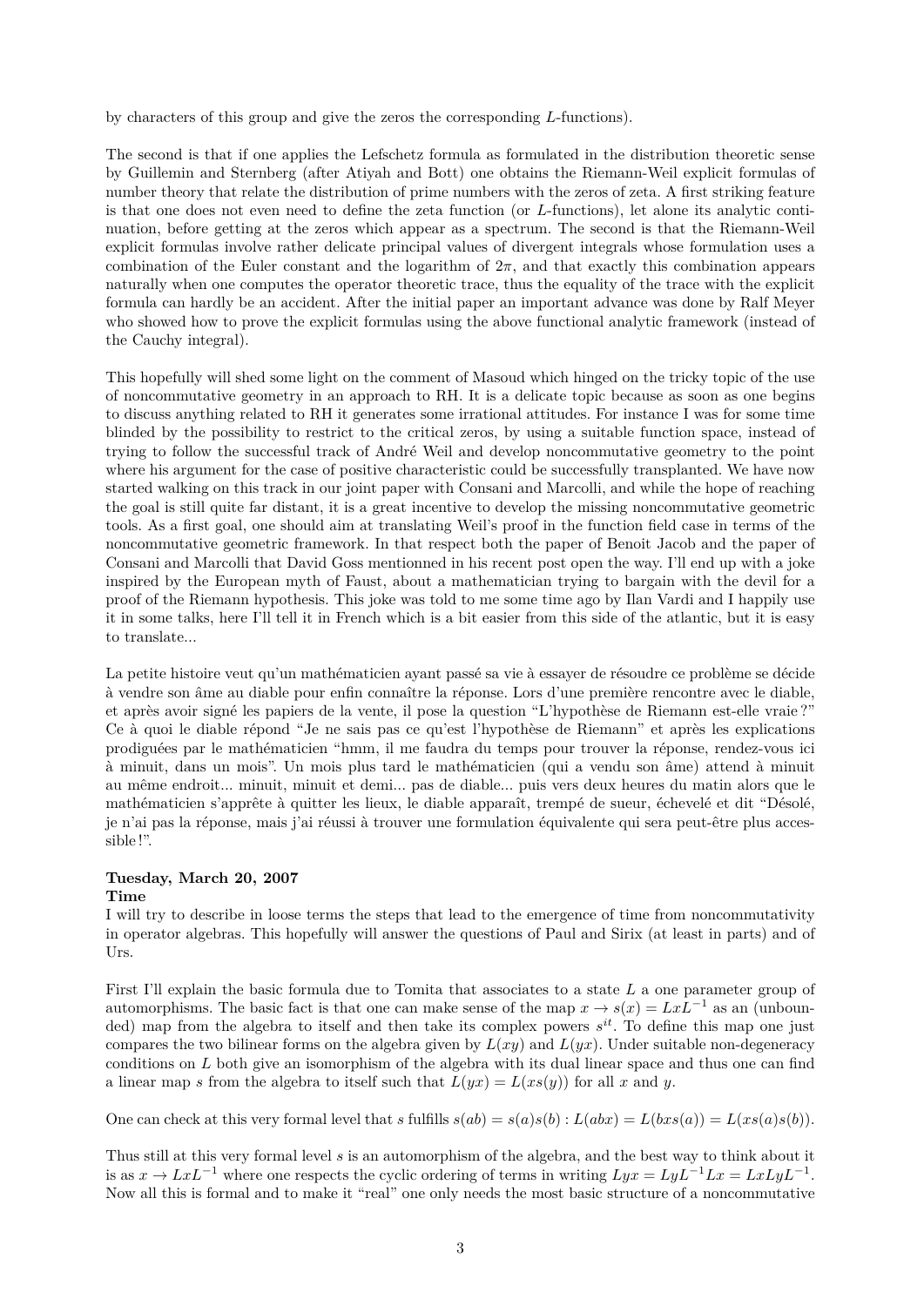by characters of this group and give the zeros the corresponding $L$-functions).

The second is that if one applies the Lefschetz formula as formulated in the distribution theoretic sense by Guillemin and Sternberg (after Atiyah and Bott) one obtains the Riemann-Weil explicit formulas of number theory that relate the distribution of prime numbers with the zeros of zeta. A first striking feature is that one does not even need to define the zeta function (or $L$-functions), let alone its analytic continuation, before getting at the zeros which appear as a spectrum. The second is that the Riemann-Weil explicit formulas involve rather delicate principal values of divergent integrals whose formulation uses a combination of the Euler constant and the logarithm of $2\pi$, and that exactly this combination appears naturally when one computes the operator theoretic trace, thus the equality of the trace with the explicit formula can hardly be an accident. After the initial paper an important advance was done by Ralf Meyer who showed how to prove the explicit formulas using the above functional analytic framework (instead of the Cauchy integral).

This hopefully will shed some light on the comment of Masoud which hinged on the tricky topic of the use of noncommutative geometry in an approach to RH. It is a delicate topic because as soon as one begins to discuss anything related to RH it generates some irrational attitudes. For instance I was for some time blinded by the possibility to restrict to the critical zeros, by using a suitable function space, instead of trying to follow the successful track of André Weil and develop noncommutative geometry to the point where his argument for the case of positive characteristic could be successfully transplanted. We have now started walking on this track in our joint paper with Consani and Marcolli, and while the hope of reaching the goal is still quite far distant, it is a great incentive to develop the missing noncommutative geometric tools. As a first goal, one should aim at translating Weil's proof in the function field case in terms of the noncommutative geometric framework. In that respect both the paper of Benoit Jacob and the paper of Consani and Marcolli that David Goss mentionned in his recent post open the way. I'll end up with a joke inspired by the European myth of Faust, about a mathematician trying to bargain with the devil for a proof of the Riemann hypothesis. This joke was told to me some time ago by Ilan Vardi and I happily use it in some talks, here I'll tell it in French which is a bit easier from this side of the atlantic, but it is easy to translate...

La petite histoire veut qu'un mathématicien ayant passé sa vie à essayer de résoudre ce problème se décide à vendre son âme au diable pour enfin connaître la réponse. Lors d'une première rencontre avec le diable, et après avoir signé les papiers de la vente, il pose la question "L'hypothèse de Riemann est-elle vraie ?" Ce à quoi le diable répond "Je ne sais pas ce qu'est l'hypothèse de Riemann" et après les explications prodiguées par le mathématicien "hmm, il me faudra du temps pour trouver la réponse, rendez-vous ici à minuit, dans un mois". Un mois plus tard le mathématicien (qui a vendu son âme) attend à minuit au même endroit... minuit, minuit et demi... pas de diable... puis vers deux heures du matin alors que le mathématicien s'apprête à quitter les lieux, le diable apparaît, trempé de sueur, échevelé et dit "Désolé, je n'ai pas la réponse, mais j'ai réussi à trouver une formulation équivalente qui sera peut-être plus accessible !".

**Tuesday, March 20, 2007**

**Time**

I will try to describe in loose terms the steps that lead to the emergence of time from noncommutativity in operator algebras. This hopefully will answer the questions of Paul and Sirix (at least in parts) and of Urs.

First I'll explain the basic formula due to Tomita that associates to a state $L$ a one parameter group of automorphisms. The basic fact is that one can make sense of the map $x \to s(x) = LxL^{-1}$ as an (unbounded) map from the algebra to itself and then take its complex powers $s^{it}$. To define this map one just compares the two bilinear forms on the algebra given by $L(xy)$ and $L(yx)$. Under suitable non-degeneracy conditions on $L$ both give an isomorphism of the algebra with its dual linear space and thus one can find a linear map $s$ from the algebra to itself such that $L(yx) = L(xs(y))$ for all $x$ and $y$.

One can check at this very formal level that $s$ fulfills $s(ab) = s(a)s(b) : L(abx) = L(bxs(a)) = L(xs(a)s(b))$.

Thus still at this very formal level $s$ is an automorphism of the algebra, and the best way to think about it is as $x \to LxL^{-1}$ where one respects the cyclic ordering of terms in writing $Lyx = LyL^{-1}Lx = LxLyL^{-1}$. Now all this is formal and to make it "real" one only needs the most basic structure of a noncommutative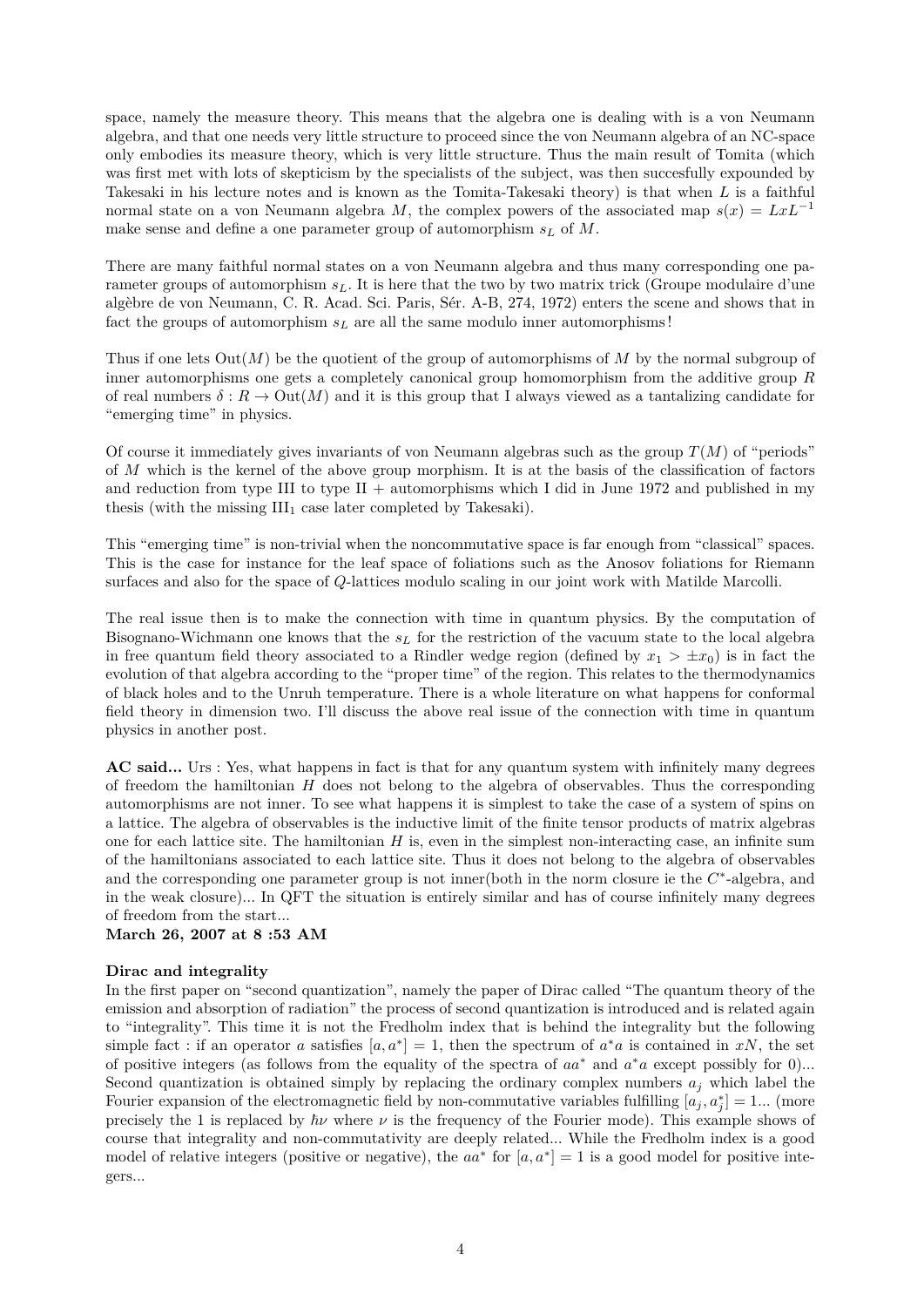space, namely the measure theory. This means that the algebra one is dealing with is a von Neumann algebra, and that one needs very little structure to proceed since the von Neumann algebra of an NC-space only embodies its measure theory, which is very little structure. Thus the main result of Tomita (which was first met with lots of skepticism by the specialists of the subject, was then succesfully expounded by Takesaki in his lecture notes and is known as the Tomita-Takesaki theory) is that when $L$ is a faithful normal state on a von Neumann algebra $M$, the complex powers of the associated map $s(x) = LxL^{-1}$ make sense and define a one parameter group of automorphism $s_L$ of $M$.

There are many faithful normal states on a von Neumann algebra and thus many corresponding one parameter groups of automorphism $s_L$. It is here that the two by two matrix trick (Groupe modulaire d'une algèbre de von Neumann, C. R. Acad. Sci. Paris, Sér. A-B, 274, 1972) enters the scene and shows that in fact the groups of automorphism $s_L$ are all the same modulo inner automorphisms!

Thus if one lets $\mathrm{Out}(M)$ be the quotient of the group of automorphisms of $M$ by the normal subgroup of inner automorphisms one gets a completely canonical group homomorphism from the additive group $R$ of real numbers $\delta : R \to \mathrm{Out}(M)$ and it is this group that I always viewed as a tantalizing candidate for "emerging time" in physics.

Of course it immediately gives invariants of von Neumann algebras such as the group $T(M)$ of "periods" of $M$ which is the kernel of the above group morphism. It is at the basis of the classification of factors and reduction from type III to type II + automorphisms which I did in June 1972 and published in my thesis (with the missing $\mathrm{III}_1$ case later completed by Takesaki).

This "emerging time" is non-trivial when the noncommutative space is far enough from "classical" spaces. This is the case for instance for the leaf space of foliations such as the Anosov foliations for Riemann surfaces and also for the space of $Q$-lattices modulo scaling in our joint work with Matilde Marcolli.

The real issue then is to make the connection with time in quantum physics. By the computation of Bisognano-Wichmann one knows that the $s_L$ for the restriction of the vacuum state to the local algebra in free quantum field theory associated to a Rindler wedge region (defined by $x_1 > \pm x_0$) is in fact the evolution of that algebra according to the "proper time" of the region. This relates to the thermodynamics of black holes and to the Unruh temperature. There is a whole literature on what happens for conformal field theory in dimension two. I'll discuss the above real issue of the connection with time in quantum physics in another post.

**AC said...** Urs : Yes, what happens in fact is that for any quantum system with infinitely many degrees of freedom the hamiltonian $H$ does not belong to the algebra of observables. Thus the corresponding automorphisms are not inner. To see what happens it is simplest to take the case of a system of spins on a lattice. The algebra of observables is the inductive limit of the finite tensor products of matrix algebras one for each lattice site. The hamiltonian $H$ is, even in the simplest non-interacting case, an infinite sum of the hamiltonians associated to each lattice site. Thus it does not belong to the algebra of observables and the corresponding one parameter group is not inner(both in the norm closure ie the $C^*$-algebra, and in the weak closure)... In QFT the situation is entirely similar and has of course infinitely many degrees of freedom from the start...
**March 26, 2007 at 8 :53 AM**

**Dirac and integrality**
In the first paper on "second quantization", namely the paper of Dirac called "The quantum theory of the emission and absorption of radiation" the process of second quantization is introduced and is related again to "integrality". This time it is not the Fredholm index that is behind the integrality but the following simple fact : if an operator $a$ satisfies $[a, a^*] = 1$, then the spectrum of $a^*a$ is contained in $xN$, the set of positive integers (as follows from the equality of the spectra of $aa^*$ and $a^*a$ except possibly for 0)... Second quantization is obtained simply by replacing the ordinary complex numbers $a_j$ which label the Fourier expansion of the electromagnetic field by non-commutative variables fulfilling $[a_j, a_j^*] = 1$... (more precisely the 1 is replaced by $\hbar\nu$ where $\nu$ is the frequency of the Fourier mode). This example shows of course that integrality and non-commutativity are deeply related... While the Fredholm index is a good model of relative integers (positive or negative), the $aa^*$ for $[a, a^*] = 1$ is a good model for positive integers...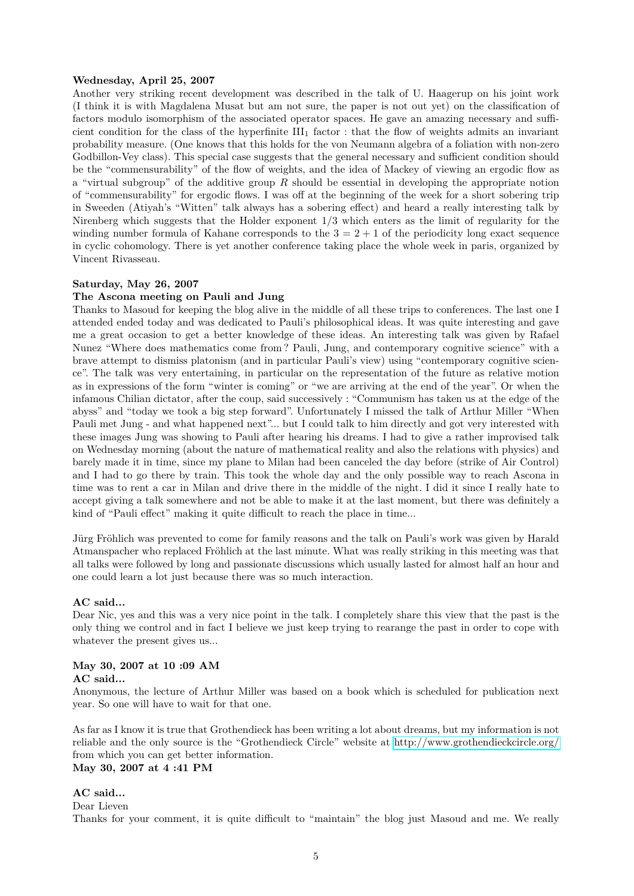**Wednesday, April 25, 2007**

Another very striking recent development was described in the talk of U. Haagerup on his joint work (I think it is with Magdalena Musat but am not sure, the paper is not out yet) on the classification of factors modulo isomorphism of the associated operator spaces. He gave an amazing necessary and sufficient condition for the class of the hyperfinite $III_1$ factor : that the flow of weights admits an invariant probability measure. (One knows that this holds for the von Neumann algebra of a foliation with non-zero Godbillon-Vey class). This special case suggests that the general necessary and sufficient condition should be the "commensurability" of the flow of weights, and the idea of Mackey of viewing an ergodic flow as a "virtual subgroup" of the additive group $R$ should be essential in developing the appropriate notion of "commensurability" for ergodic flows. I was off at the beginning of the week for a short sobering trip in Sweeden (Atiyah's "Witten" talk always has a sobering effect) and heard a really interesting talk by Nirenberg which suggests that the Holder exponent $1/3$ which enters as the limit of regularity for the winding number formula of Kahane corresponds to the $3 = 2 + 1$ of the periodicity long exact sequence in cyclic cohomology. There is yet another conference taking place the whole week in paris, organized by Vincent Rivasseau.

**Saturday, May 26, 2007**

**The Ascona meeting on Pauli and Jung**

Thanks to Masoud for keeping the blog alive in the middle of all these trips to conferences. The last one I attended ended today and was dedicated to Pauli's philosophical ideas. It was quite interesting and gave me a great occasion to get a better knowledge of these ideas. An interesting talk was given by Rafael Nunez "Where does mathematics come from ? Pauli, Jung, and contemporary cognitive science" with a brave attempt to dismiss platonism (and in particular Pauli's view) using "contemporary cognitive science". The talk was very entertaining, in particular on the representation of the future as relative motion as in expressions of the form "winter is coming" or "we are arriving at the end of the year". Or when the infamous Chilian dictator, after the coup, said successively : "Communism has taken us at the edge of the abyss" and "today we took a big step forward". Unfortunately I missed the talk of Arthur Miller "When Pauli met Jung - and what happened next"... but I could talk to him directly and got very interested with these images Jung was showing to Pauli after hearing his dreams. I had to give a rather improvised talk on Wednesday morning (about the nature of mathematical reality and also the relations with physics) and barely made it in time, since my plane to Milan had been canceled the day before (strike of Air Control) and I had to go there by train. This took the whole day and the only possible way to reach Ascona in time was to rent a car in Milan and drive there in the middle of the night. I did it since I really hate to accept giving a talk somewhere and not be able to make it at the last moment, but there was definitely a kind of "Pauli effect" making it quite difficult to reach the place in time...

Jürg Fröhlich was prevented to come for family reasons and the talk on Pauli's work was given by Harald Atmanspacher who replaced Fröhlich at the last minute. What was really striking in this meeting was that all talks were followed by long and passionate discussions which usually lasted for almost half an hour and one could learn a lot just because there was so much interaction.

**AC said...**

Dear Nic, yes and this was a very nice point in the talk. I completely share this view that the past is the only thing we control and in fact I believe we just keep trying to rearange the past in order to cope with whatever the present gives us...

**May 30, 2007 at 10 :09 AM**

**AC said...**

Anonymous, the lecture of Arthur Miller was based on a book which is scheduled for publication next year. So one will have to wait for that one.

As far as I know it is true that Grothendieck has been writing a lot about dreams, but my information is not reliable and the only source is the "Grothendieck Circle" website at http://www.grothendieckcircle.org/ from which you can get better information.

**May 30, 2007 at 4 :41 PM**

**AC said...**

Dear Lieven

Thanks for your comment, it is quite difficult to "maintain" the blog just Masoud and me. We really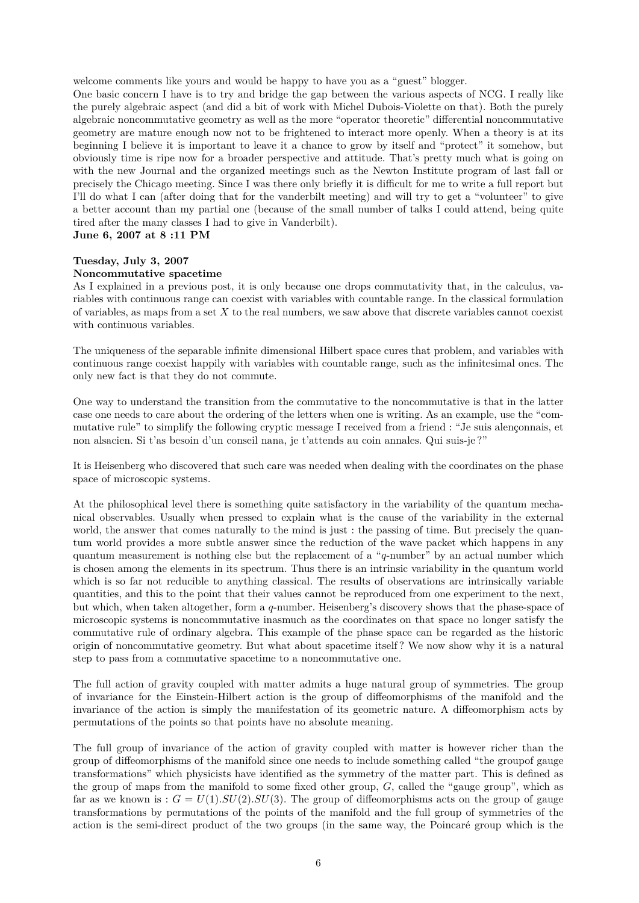welcome comments like yours and would be happy to have you as a "guest" blogger.
One basic concern I have is to try and bridge the gap between the various aspects of NCG. I really like the purely algebraic aspect (and did a bit of work with Michel Dubois-Violette on that). Both the purely algebraic noncommutative geometry as well as the more "operator theoretic" differential noncommutative geometry are mature enough now not to be frightened to interact more openly. When a theory is at its beginning I believe it is important to leave it a chance to grow by itself and "protect" it somehow, but obviously time is ripe now for a broader perspective and attitude. That's pretty much what is going on with the new Journal and the organized meetings such as the Newton Institute program of last fall or precisely the Chicago meeting. Since I was there only briefly it is difficult for me to write a full report but I'll do what I can (after doing that for the vanderbilt meeting) and will try to get a "volunteer" to give a better account than my partial one (because of the small number of talks I could attend, being quite tired after the many classes I had to give in Vanderbilt).
**June 6, 2007 at 8 :11 PM**

**Tuesday, July 3, 2007**
**Noncommutative spacetime**
As I explained in a previous post, it is only because one drops commutativity that, in the calculus, variables with continuous range can coexist with variables with countable range. In the classical formulation of variables, as maps from a set $X$ to the real numbers, we saw above that discrete variables cannot coexist with continuous variables.

The uniqueness of the separable infinite dimensional Hilbert space cures that problem, and variables with continuous range coexist happily with variables with countable range, such as the infinitesimal ones. The only new fact is that they do not commute.

One way to understand the transition from the commutative to the noncommutative is that in the latter case one needs to care about the ordering of the letters when one is writing. As an example, use the "commutative rule" to simplify the following cryptic message I received from a friend : "Je suis alençonnais, et non alsacien. Si t'as besoin d'un conseil nana, je t'attends au coin annales. Qui suis-je ?"

It is Heisenberg who discovered that such care was needed when dealing with the coordinates on the phase space of microscopic systems.

At the philosophical level there is something quite satisfactory in the variability of the quantum mechanical observables. Usually when pressed to explain what is the cause of the variability in the external world, the answer that comes naturally to the mind is just : the passing of time. But precisely the quantum world provides a more subtle answer since the reduction of the wave packet which happens in any quantum measurement is nothing else but the replacement of a "$q$-number" by an actual number which is chosen among the elements in its spectrum. Thus there is an intrinsic variability in the quantum world which is so far not reducible to anything classical. The results of observations are intrinsically variable quantities, and this to the point that their values cannot be reproduced from one experiment to the next, but which, when taken altogether, form a $q$-number. Heisenberg's discovery shows that the phase-space of microscopic systems is noncommutative inasmuch as the coordinates on that space no longer satisfy the commutative rule of ordinary algebra. This example of the phase space can be regarded as the historic origin of noncommutative geometry. But what about spacetime itself ? We now show why it is a natural step to pass from a commutative spacetime to a noncommutative one.

The full action of gravity coupled with matter admits a huge natural group of symmetries. The group of invariance for the Einstein-Hilbert action is the group of diffeomorphisms of the manifold and the invariance of the action is simply the manifestation of its geometric nature. A diffeomorphism acts by permutations of the points so that points have no absolute meaning.

The full group of invariance of the action of gravity coupled with matter is however richer than the group of diffeomorphisms of the manifold since one needs to include something called "the groupof gauge transformations" which physicists have identified as the symmetry of the matter part. This is defined as the group of maps from the manifold to some fixed other group, $G$, called the "gauge group", which as far as we known is : $G = U(1).SU(2).SU(3)$. The group of diffeomorphisms acts on the group of gauge transformations by permutations of the points of the manifold and the full group of symmetries of the action is the semi-direct product of the two groups (in the same way, the Poincaré group which is the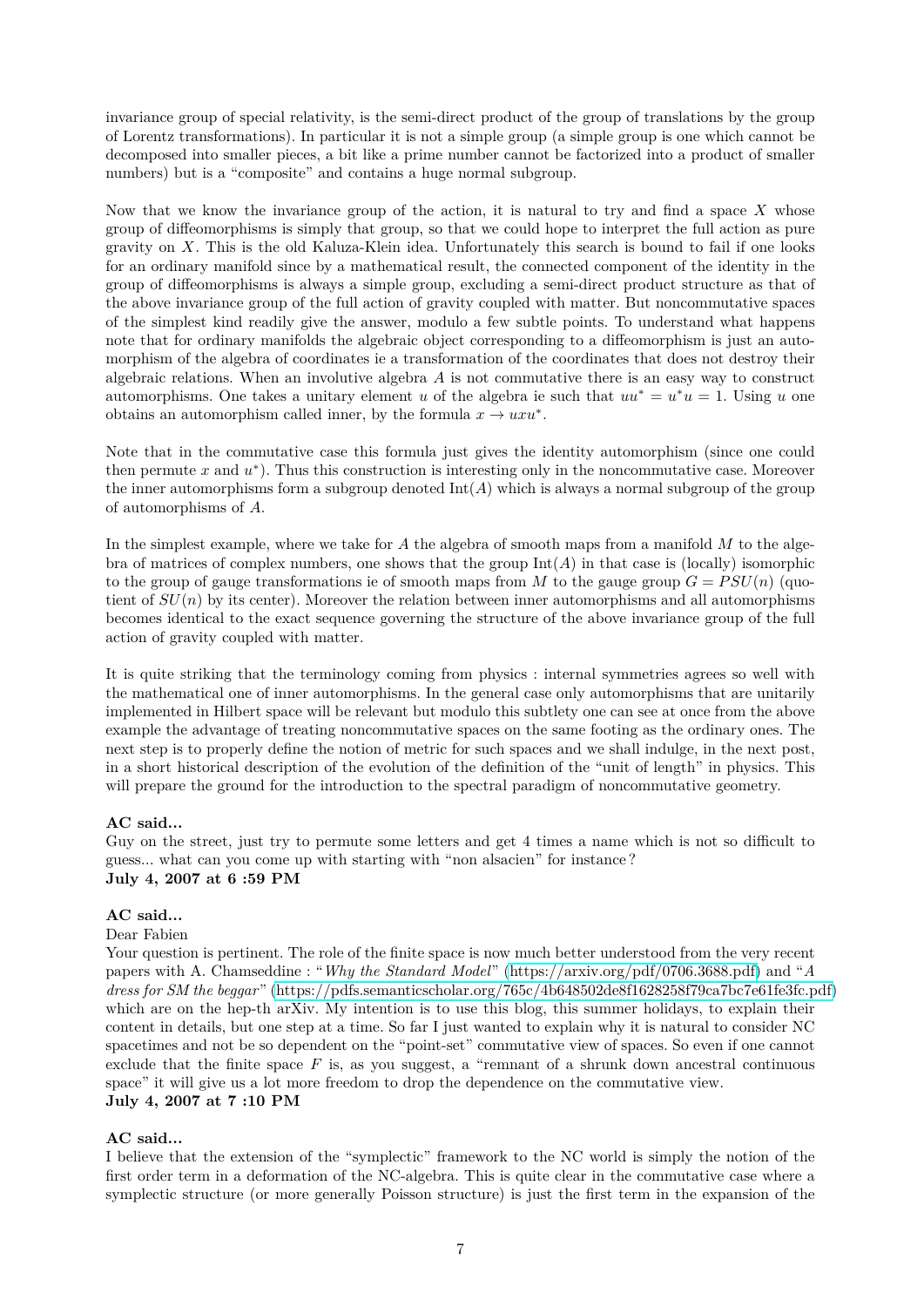invariance group of special relativity, is the semi-direct product of the group of translations by the group of Lorentz transformations). In particular it is not a simple group (a simple group is one which cannot be decomposed into smaller pieces, a bit like a prime number cannot be factorized into a product of smaller numbers) but is a "composite" and contains a huge normal subgroup.

Now that we know the invariance group of the action, it is natural to try and find a space $X$ whose group of diffeomorphisms is simply that group, so that we could hope to interpret the full action as pure gravity on $X$. This is the old Kaluza-Klein idea. Unfortunately this search is bound to fail if one looks for an ordinary manifold since by a mathematical result, the connected component of the identity in the group of diffeomorphisms is always a simple group, excluding a semi-direct product structure as that of the above invariance group of the full action of gravity coupled with matter. But noncommutative spaces of the simplest kind readily give the answer, modulo a few subtle points. To understand what happens note that for ordinary manifolds the algebraic object corresponding to a diffeomorphism is just an automorphism of the algebra of coordinates ie a transformation of the coordinates that does not destroy their algebraic relations. When an involutive algebra $A$ is not commutative there is an easy way to construct automorphisms. One takes a unitary element $u$ of the algebra ie such that $uu^* = u^*u = 1$. Using $u$ one obtains an automorphism called inner, by the formula $x \to uxu^*$.

Note that in the commutative case this formula just gives the identity automorphism (since one could then permute $x$ and $u^*$). Thus this construction is interesting only in the noncommutative case. Moreover the inner automorphisms form a subgroup denoted $\mathrm{Int}(A)$ which is always a normal subgroup of the group of automorphisms of $A$.

In the simplest example, where we take for $A$ the algebra of smooth maps from a manifold $M$ to the algebra of matrices of complex numbers, one shows that the group $\mathrm{Int}(A)$ in that case is (locally) isomorphic to the group of gauge transformations ie of smooth maps from $M$ to the gauge group $G = PSU(n)$ (quotient of $SU(n)$ by its center). Moreover the relation between inner automorphisms and all automorphisms becomes identical to the exact sequence governing the structure of the above invariance group of the full action of gravity coupled with matter.

It is quite striking that the terminology coming from physics : internal symmetries agrees so well with the mathematical one of inner automorphisms. In the general case only automorphisms that are unitarily implemented in Hilbert space will be relevant but modulo this subtlety one can see at once from the above example the advantage of treating noncommutative spaces on the same footing as the ordinary ones. The next step is to properly define the notion of metric for such spaces and we shall indulge, in the next post, in a short historical description of the evolution of the definition of the "unit of length" in physics. This will prepare the ground for the introduction to the spectral paradigm of noncommutative geometry.

**AC said...**

Guy on the street, just try to permute some letters and get 4 times a name which is not so difficult to guess... what can you come up with starting with "non alsacien" for instance ?

**July 4, 2007 at 6 :59 PM**

**AC said...**

Dear Fabien

Your question is pertinent. The role of the finite space is now much better understood from the very recent papers with A. Chamseddine : "*Why the Standard Model*" (https://arxiv.org/pdf/0706.3688.pdf) and "*A dress for SM the beggar*" (https://pdfs.semanticscholar.org/765c/4b648502de8f1628258f79ca7bc7e61fe3fc.pdf) which are on the hep-th arXiv. My intention is to use this blog, this summer holidays, to explain their content in details, but one step at a time. So far I just wanted to explain why it is natural to consider NC spacetimes and not be so dependent on the "point-set" commutative view of spaces. So even if one cannot exclude that the finite space $F$ is, as you suggest, a "remnant of a shrunk down ancestral continuous space" it will give us a lot more freedom to drop the dependence on the commutative view.

**July 4, 2007 at 7 :10 PM**

**AC said...**

I believe that the extension of the "symplectic" framework to the NC world is simply the notion of the first order term in a deformation of the NC-algebra. This is quite clear in the commutative case where a symplectic structure (or more generally Poisson structure) is just the first term in the expansion of the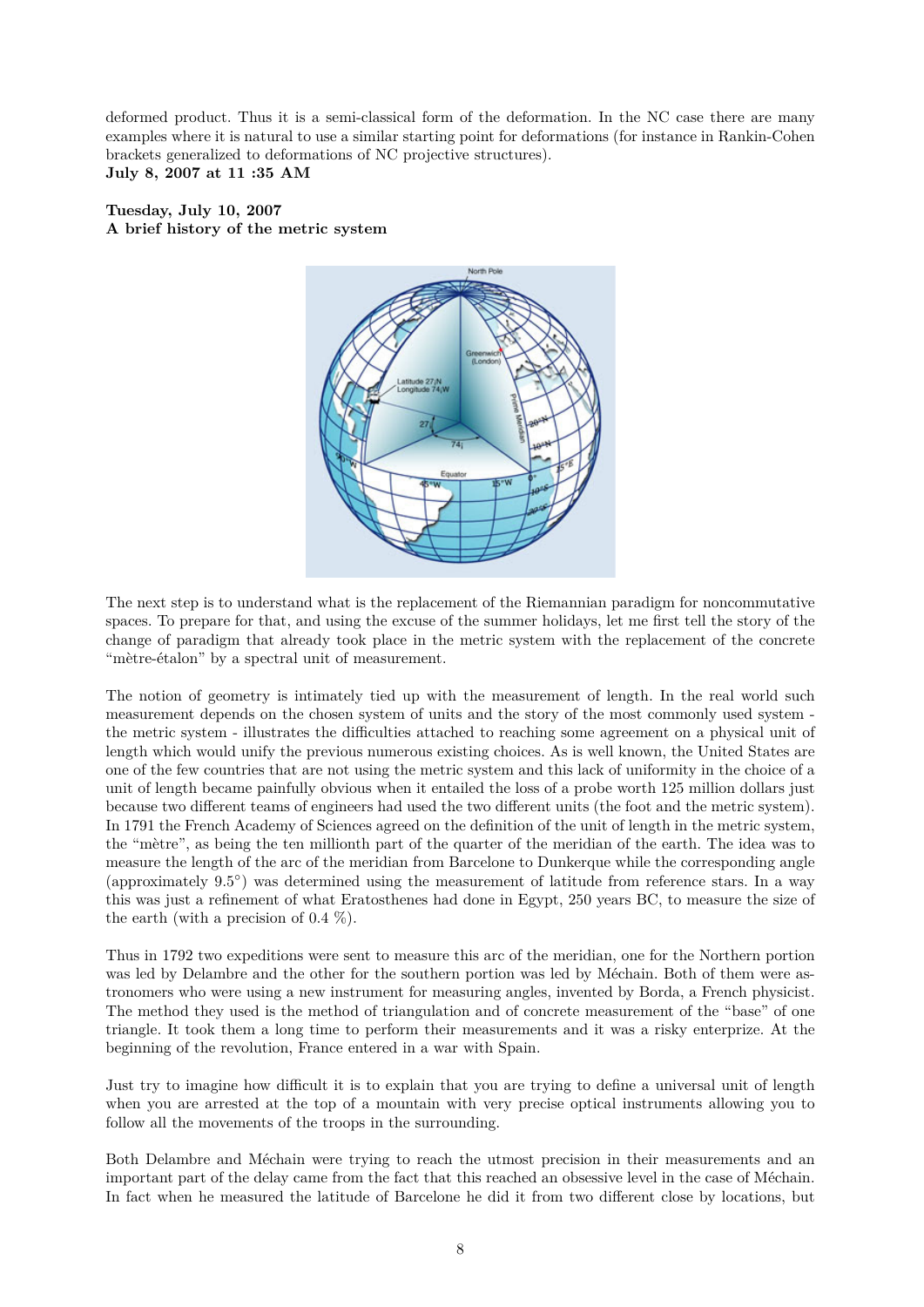deformed product. Thus it is a semi-classical form of the deformation. In the NC case there are many examples where it is natural to use a similar starting point for deformations (for instance in Rankin-Cohen brackets generalized to deformations of NC projective structures).

**July 8, 2007 at 11 :35 AM**

**Tuesday, July 10, 2007**

**A brief history of the metric system**

The next step is to understand what is the replacement of the Riemannian paradigm for noncommutative spaces. To prepare for that, and using the excuse of the summer holidays, let me first tell the story of the change of paradigm that already took place in the metric system with the replacement of the concrete "mètre-étalon" by a spectral unit of measurement.

The notion of geometry is intimately tied up with the measurement of length. In the real world such measurement depends on the chosen system of units and the story of the most commonly used system - the metric system - illustrates the difficulties attached to reaching some agreement on a physical unit of length which would unify the previous numerous existing choices. As is well known, the United States are one of the few countries that are not using the metric system and this lack of uniformity in the choice of a unit of length became painfully obvious when it entailed the loss of a probe worth 125 million dollars just because two different teams of engineers had used the two different units (the foot and the metric system). In 1791 the French Academy of Sciences agreed on the definition of the unit of length in the metric system, the "mètre", as being the ten millionth part of the quarter of the meridian of the earth. The idea was to measure the length of the arc of the meridian from Barcelone to Dunkerque while the corresponding angle (approximately $9.5^\circ$) was determined using the measurement of latitude from reference stars. In a way this was just a refinement of what Eratosthenes had done in Egypt, 250 years BC, to measure the size of the earth (with a precision of 0.4 %).

Thus in 1792 two expeditions were sent to measure this arc of the meridian, one for the Northern portion was led by Delambre and the other for the southern portion was led by Méchain. Both of them were astronomers who were using a new instrument for measuring angles, invented by Borda, a French physicist. The method they used is the method of triangulation and of concrete measurement of the "base" of one triangle. It took them a long time to perform their measurements and it was a risky enterprize. At the beginning of the revolution, France entered in a war with Spain.

Just try to imagine how difficult it is to explain that you are trying to define a universal unit of length when you are arrested at the top of a mountain with very precise optical instruments allowing you to follow all the movements of the troops in the surrounding.

Both Delambre and Méchain were trying to reach the utmost precision in their measurements and an important part of the delay came from the fact that this reached an obsessive level in the case of Méchain. In fact when he measured the latitude of Barcelone he did it from two different close by locations, but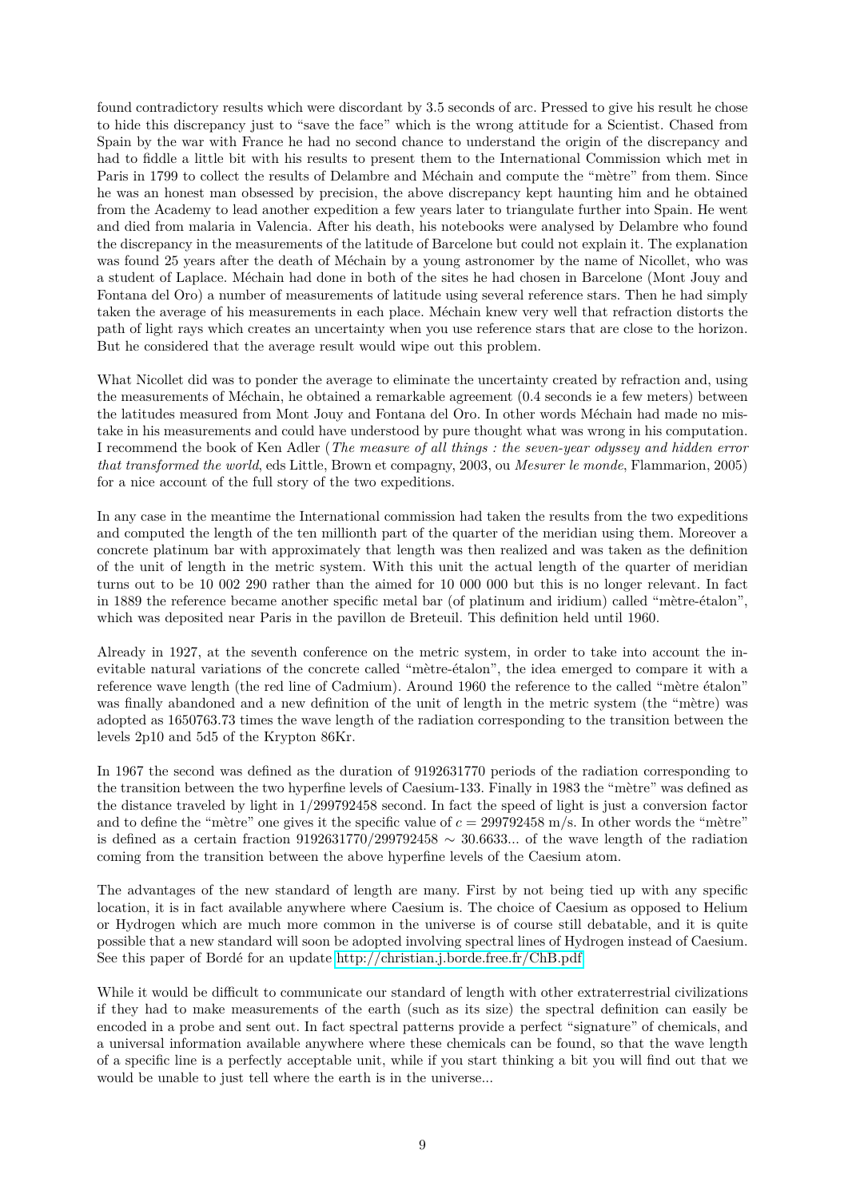found contradictory results which were discordant by 3.5 seconds of arc. Pressed to give his result he chose to hide this discrepancy just to "save the face" which is the wrong attitude for a Scientist. Chased from Spain by the war with France he had no second chance to understand the origin of the discrepancy and had to fiddle a little bit with his results to present them to the International Commission which met in Paris in 1799 to collect the results of Delambre and Méchain and compute the "mètre" from them. Since he was an honest man obsessed by precision, the above discrepancy kept haunting him and he obtained from the Academy to lead another expedition a few years later to triangulate further into Spain. He went and died from malaria in Valencia. After his death, his notebooks were analysed by Delambre who found the discrepancy in the measurements of the latitude of Barcelone but could not explain it. The explanation was found 25 years after the death of Méchain by a young astronomer by the name of Nicollet, who was a student of Laplace. Méchain had done in both of the sites he had chosen in Barcelone (Mont Jouy and Fontana del Oro) a number of measurements of latitude using several reference stars. Then he had simply taken the average of his measurements in each place. Méchain knew very well that refraction distorts the path of light rays which creates an uncertainty when you use reference stars that are close to the horizon. But he considered that the average result would wipe out this problem.

What Nicollet did was to ponder the average to eliminate the uncertainty created by refraction and, using the measurements of Méchain, he obtained a remarkable agreement (0.4 seconds ie a few meters) between the latitudes measured from Mont Jouy and Fontana del Oro. In other words Méchain had made no mistake in his measurements and could have understood by pure thought what was wrong in his computation. I recommend the book of Ken Adler (*The measure of all things : the seven-year odyssey and hidden error that transformed the world*, eds Little, Brown et compagny, 2003, ou *Mesurer le monde*, Flammarion, 2005) for a nice account of the full story of the two expeditions.

In any case in the meantime the International commission had taken the results from the two expeditions and computed the length of the ten millionth part of the quarter of the meridian using them. Moreover a concrete platinum bar with approximately that length was then realized and was taken as the definition of the unit of length in the metric system. With this unit the actual length of the quarter of meridian turns out to be 10 002 290 rather than the aimed for 10 000 000 but this is no longer relevant. In fact in 1889 the reference became another specific metal bar (of platinum and iridium) called "mètre-étalon", which was deposited near Paris in the pavillon de Breteuil. This definition held until 1960.

Already in 1927, at the seventh conference on the metric system, in order to take into account the inevitable natural variations of the concrete called "mètre-étalon", the idea emerged to compare it with a reference wave length (the red line of Cadmium). Around 1960 the reference to the called "mètre étalon" was finally abandoned and a new definition of the unit of length in the metric system (the "mètre) was adopted as 1650763.73 times the wave length of the radiation corresponding to the transition between the levels 2p10 and 5d5 of the Krypton 86Kr.

In 1967 the second was defined as the duration of 9192631770 periods of the radiation corresponding to the transition between the two hyperfine levels of Caesium-133. Finally in 1983 the "mètre" was defined as the distance traveled by light in 1/299792458 second. In fact the speed of light is just a conversion factor and to define the "mètre" one gives it the specific value of $c = 299792458$ m/s. In other words the "mètre" is defined as a certain fraction $9192631770/299792458 \sim 30.6633...$ of the wave length of the radiation coming from the transition between the above hyperfine levels of the Caesium atom.

The advantages of the new standard of length are many. First by not being tied up with any specific location, it is in fact available anywhere where Caesium is. The choice of Caesium as opposed to Helium or Hydrogen which are much more common in the universe is of course still debatable, and it is quite possible that a new standard will soon be adopted involving spectral lines of Hydrogen instead of Caesium. See this paper of Bordé for an update http://christian.j.borde.free.fr/ChB.pdf

While it would be difficult to communicate our standard of length with other extraterrestrial civilizations if they had to make measurements of the earth (such as its size) the spectral definition can easily be encoded in a probe and sent out. In fact spectral patterns provide a perfect "signature" of chemicals, and a universal information available anywhere where these chemicals can be found, so that the wave length of a specific line is a perfectly acceptable unit, while if you start thinking a bit you will find out that we would be unable to just tell where the earth is in the universe...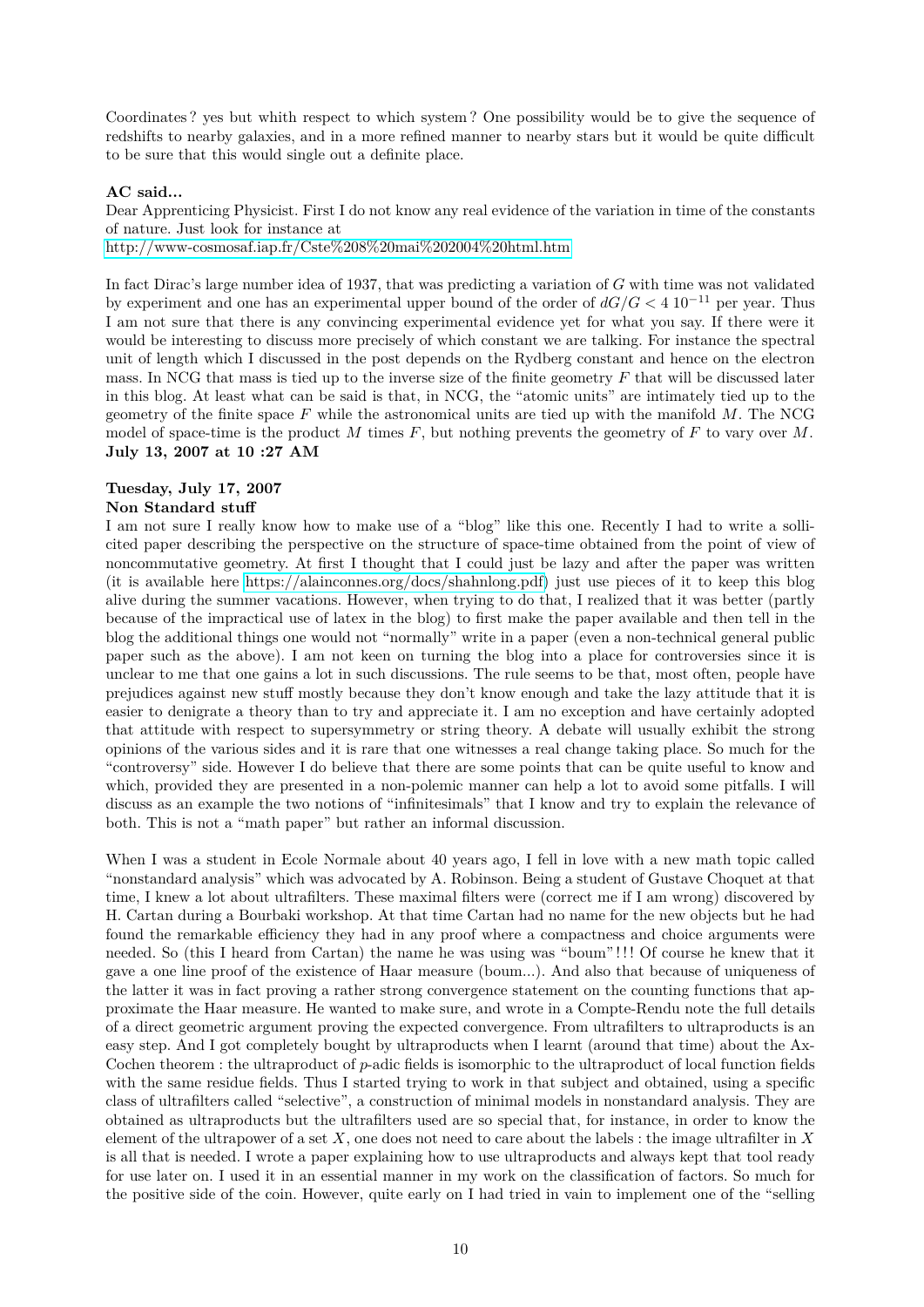Coordinates ? yes but whith respect to which system ? One possibility would be to give the sequence of redshifts to nearby galaxies, and in a more refined manner to nearby stars but it would be quite difficult to be sure that this would single out a definite place.

**AC said...**

Dear Apprenticing Physicist. First I do not know any real evidence of the variation in time of the constants of nature. Just look for instance at

http://www-cosmosaf.iap.fr/Cste%208%20mai%202004%20html.htm

In fact Dirac's large number idea of 1937, that was predicting a variation of $G$ with time was not validated by experiment and one has an experimental upper bound of the order of $dG/G < 4\ 10^{-11}$ per year. Thus I am not sure that there is any convincing experimental evidence yet for what you say. If there were it would be interesting to discuss more precisely of which constant we are talking. For instance the spectral unit of length which I discussed in the post depends on the Rydberg constant and hence on the electron mass. In NCG that mass is tied up to the inverse size of the finite geometry $F$ that will be discussed later in this blog. At least what can be said is that, in NCG, the "atomic units" are intimately tied up to the geometry of the finite space $F$ while the astronomical units are tied up with the manifold $M$. The NCG model of space-time is the product $M$ times $F$, but nothing prevents the geometry of $F$ to vary over $M$.

**July 13, 2007 at 10 :27 AM**

**Tuesday, July 17, 2007**

**Non Standard stuff**

I am not sure I really know how to make use of a "blog" like this one. Recently I had to write a sollicited paper describing the perspective on the structure of space-time obtained from the point of view of noncommutative geometry. At first I thought that I could just be lazy and after the paper was written (it is available here https://alainconnes.org/docs/shahnlong.pdf) just use pieces of it to keep this blog alive during the summer vacations. However, when trying to do that, I realized that it was better (partly because of the impractical use of latex in the blog) to first make the paper available and then tell in the blog the additional things one would not "normally" write in a paper (even a non-technical general public paper such as the above). I am not keen on turning the blog into a place for controversies since it is unclear to me that one gains a lot in such discussions. The rule seems to be that, most often, people have prejudices against new stuff mostly because they don't know enough and take the lazy attitude that it is easier to denigrate a theory than to try and appreciate it. I am no exception and have certainly adopted that attitude with respect to supersymmetry or string theory. A debate will usually exhibit the strong opinions of the various sides and it is rare that one witnesses a real change taking place. So much for the "controversy" side. However I do believe that there are some points that can be quite useful to know and which, provided they are presented in a non-polemic manner can help a lot to avoid some pitfalls. I will discuss as an example the two notions of "infinitesimals" that I know and try to explain the relevance of both. This is not a "math paper" but rather an informal discussion.

When I was a student in Ecole Normale about 40 years ago, I fell in love with a new math topic called "nonstandard analysis" which was advocated by A. Robinson. Being a student of Gustave Choquet at that time, I knew a lot about ultrafilters. These maximal filters were (correct me if I am wrong) discovered by H. Cartan during a Bourbaki workshop. At that time Cartan had no name for the new objects but he had found the remarkable efficiency they had in any proof where a compactness and choice arguments were needed. So (this I heard from Cartan) the name he was using was "boum"!!! Of course he knew that it gave a one line proof of the existence of Haar measure (boum...). And also that because of uniqueness of the latter it was in fact proving a rather strong convergence statement on the counting functions that approximate the Haar measure. He wanted to make sure, and wrote in a Compte-Rendu note the full details of a direct geometric argument proving the expected convergence. From ultrafilters to ultraproducts is an easy step. And I got completely bought by ultraproducts when I learnt (around that time) about the Ax-Cochen theorem : the ultraproduct of $p$-adic fields is isomorphic to the ultraproduct of local function fields with the same residue fields. Thus I started trying to work in that subject and obtained, using a specific class of ultrafilters called "selective", a construction of minimal models in nonstandard analysis. They are obtained as ultraproducts but the ultrafilters used are so special that, for instance, in order to know the element of the ultrapower of a set $X$, one does not need to care about the labels : the image ultrafilter in $X$ is all that is needed. I wrote a paper explaining how to use ultraproducts and always kept that tool ready for use later on. I used it in an essential manner in my work on the classification of factors. So much for the positive side of the coin. However, quite early on I had tried in vain to implement one of the "selling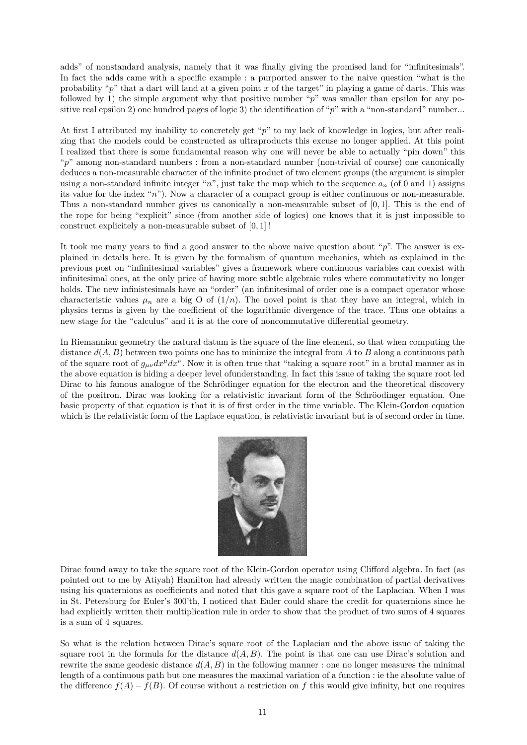adds" of nonstandard analysis, namely that it was finally giving the promised land for "infinitesimals". In fact the adds came with a specific example : a purported answer to the naive question "what is the probability "$p$" that a dart will land at a given point $x$ of the target" in playing a game of darts. This was followed by 1) the simple argument why that positive number "$p$" was smaller than epsilon for any positive real epsilon 2) one hundred pages of logic 3) the identification of "$p$" with a "non-standard" number...

At first I attributed my inability to concretely get "$p$" to my lack of knowledge in logics, but after realizing that the models could be constructed as ultraproducts this excuse no longer applied. At this point I realized that there is some fundamental reason why one will never be able to actually "pin down" this "$p$" among non-standard numbers : from a non-standard number (non-trivial of course) one canonically deduces a non-measurable character of the infinite product of two element groups (the argument is simpler using a non-standard infinite integer "$n$", just take the map which to the sequence $a_n$ (of 0 and 1) assigns its value for the index "$n$"). Now a character of a compact group is either continuous or non-measurable. Thus a non-standard number gives us canonically a non-measurable subset of $[0, 1]$. This is the end of the rope for being "explicit" since (from another side of logics) one knows that it is just impossible to construct explicitely a non-measurable subset of $[0, 1]$ !

It took me many years to find a good answer to the above naive question about "$p$". The answer is explained in details here. It is given by the formalism of quantum mechanics, which as explained in the previous post on "infinitesimal variables" gives a framework where continuous variables can coexist with infinitesimal ones, at the only price of having more subtle algebraic rules where commutativity no longer holds. The new infinistesimals have an "order" (an infinitesimal of order one is a compact operator whose characteristic values $\mu_n$ are a big O of $(1/n)$. The novel point is that they have an integral, which in physics terms is given by the coefficient of the logarithmic divergence of the trace. Thus one obtains a new stage for the "calculus" and it is at the core of noncommutative differential geometry.

In Riemannian geometry the natural datum is the square of the line element, so that when computing the distance $d(A, B)$ between two points one has to minimize the integral from $A$ to $B$ along a continuous path of the square root of $g_{\mu\nu}dx^\mu dx^\nu$. Now it is often true that "taking a square root" in a brutal manner as in the above equation is hiding a deeper level ofunderstanding. In fact this issue of taking the square root led Dirac to his famous analogue of the Schrödinger equation for the electron and the theoretical discovery of the positron. Dirac was looking for a relativistic invariant form of the Schröodinger equation. One basic property of that equation is that it is of first order in the time variable. The Klein-Gordon equation which is the relativistic form of the Laplace equation, is relativistic invariant but is of second order in time.

Dirac found away to take the square root of the Klein-Gordon operator using Clifford algebra. In fact (as pointed out to me by Atiyah) Hamilton had already written the magic combination of partial derivatives using his quaternions as coefficients and noted that this gave a square root of the Laplacian. When I was in St. Petersburg for Euler's 300'th, I noticed that Euler could share the credit for quaternions since he had explicitly written their multiplication rule in order to show that the product of two sums of 4 squares is a sum of 4 squares.

So what is the relation between Dirac's square root of the Laplacian and the above issue of taking the square root in the formula for the distance $d(A, B)$. The point is that one can use Dirac's solution and rewrite the same geodesic distance $d(A, B)$ in the following manner : one no longer measures the minimal length of a continuous path but one measures the maximal variation of a function : ie the absolute value of the difference $f(A) - f(B)$. Of course without a restriction on $f$ this would give infinity, but one requires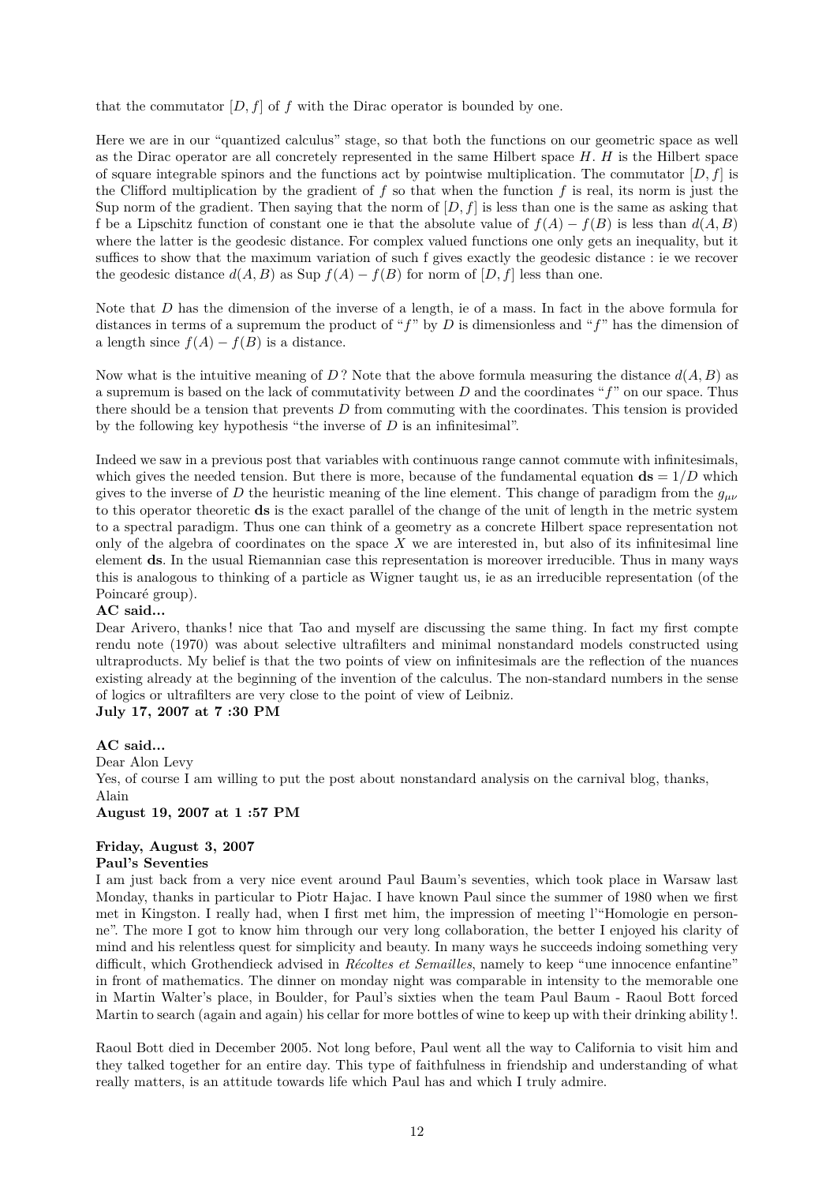that the commutator $[D, f]$ of $f$ with the Dirac operator is bounded by one.

Here we are in our "quantized calculus" stage, so that both the functions on our geometric space as well as the Dirac operator are all concretely represented in the same Hilbert space $H$. $H$ is the Hilbert space of square integrable spinors and the functions act by pointwise multiplication. The commutator $[D, f]$ is the Clifford multiplication by the gradient of $f$ so that when the function $f$ is real, its norm is just the Sup norm of the gradient. Then saying that the norm of $[D, f]$ is less than one is the same as asking that f be a Lipschitz function of constant one ie that the absolute value of $f(A) - f(B)$ is less than $d(A, B)$ where the latter is the geodesic distance. For complex valued functions one only gets an inequality, but it suffices to show that the maximum variation of such f gives exactly the geodesic distance : ie we recover the geodesic distance $d(A, B)$ as Sup $f(A) - f(B)$ for norm of $[D, f]$ less than one.

Note that $D$ has the dimension of the inverse of a length, ie of a mass. In fact in the above formula for distances in terms of a supremum the product of "$f$" by $D$ is dimensionless and "$f$" has the dimension of a length since $f(A) - f(B)$ is a distance.

Now what is the intuitive meaning of $D$ ? Note that the above formula measuring the distance $d(A, B)$ as a supremum is based on the lack of commutativity between $D$ and the coordinates "$f$" on our space. Thus there should be a tension that prevents $D$ from commuting with the coordinates. This tension is provided by the following key hypothesis "the inverse of $D$ is an infinitesimal".

Indeed we saw in a previous post that variables with continuous range cannot commute with infinitesimals, which gives the needed tension. But there is more, because of the fundamental equation $\mathbf{ds} = 1/D$ which gives to the inverse of $D$ the heuristic meaning of the line element. This change of paradigm from the $g_{\mu\nu}$ to this operator theoretic $\mathbf{ds}$ is the exact parallel of the change of the unit of length in the metric system to a spectral paradigm. Thus one can think of a geometry as a concrete Hilbert space representation not only of the algebra of coordinates on the space $X$ we are interested in, but also of its infinitesimal line element $\mathbf{ds}$. In the usual Riemannian case this representation is moreover irreducible. Thus in many ways this is analogous to thinking of a particle as Wigner taught us, ie as an irreducible representation (of the Poincaré group).

**AC said...**

Dear Arivero, thanks ! nice that Tao and myself are discussing the same thing. In fact my first compte rendu note (1970) was about selective ultrafilters and minimal nonstandard models constructed using ultraproducts. My belief is that the two points of view on infinitesimals are the reflection of the nuances existing already at the beginning of the invention of the calculus. The non-standard numbers in the sense of logics or ultrafilters are very close to the point of view of Leibniz.

**July 17, 2007 at 7 :30 PM**

**AC said...**

Dear Alon Levy

Yes, of course I am willing to put the post about nonstandard analysis on the carnival blog, thanks,

Alain

**August 19, 2007 at 1 :57 PM**

**Friday, August 3, 2007**

**Paul's Seventies**

I am just back from a very nice event around Paul Baum's seventies, which took place in Warsaw last Monday, thanks in particular to Piotr Hajac. I have known Paul since the summer of 1980 when we first met in Kingston. I really had, when I first met him, the impression of meeting l'"Homologie en personne". The more I got to know him through our very long collaboration, the better I enjoyed his clarity of mind and his relentless quest for simplicity and beauty. In many ways he succeeds indoing something very difficult, which Grothendieck advised in *Récoltes et Semailles*, namely to keep "une innocence enfantine" in front of mathematics. The dinner on monday night was comparable in intensity to the memorable one in Martin Walter's place, in Boulder, for Paul's sixties when the team Paul Baum - Raoul Bott forced Martin to search (again and again) his cellar for more bottles of wine to keep up with their drinking ability !.

Raoul Bott died in December 2005. Not long before, Paul went all the way to California to visit him and they talked together for an entire day. This type of faithfulness in friendship and understanding of what really matters, is an attitude towards life which Paul has and which I truly admire.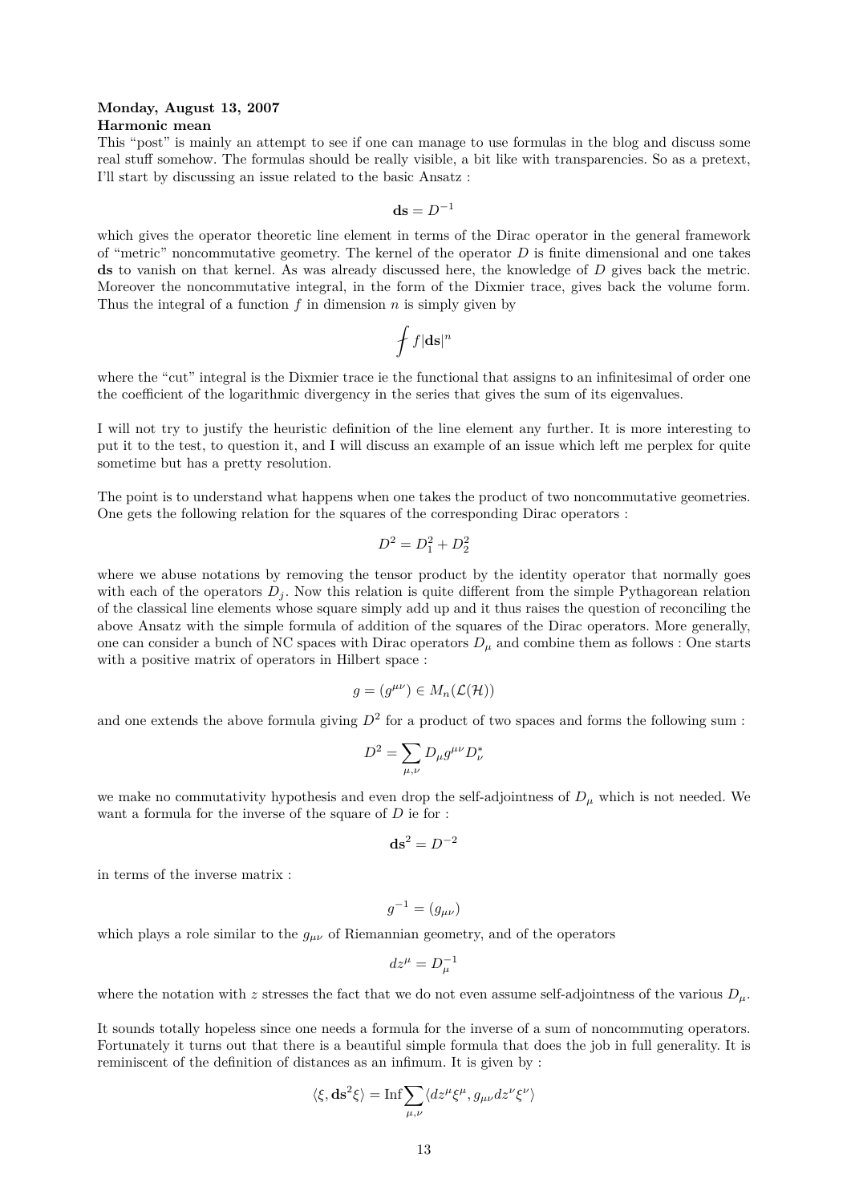**Monday, August 13, 2007**
**Harmonic mean**

This "post" is mainly an attempt to see if one can manage to use formulas in the blog and discuss some real stuff somehow. The formulas should be really visible, a bit like with transparencies. So as a pretext, I'll start by discussing an issue related to the basic Ansatz :

$$\mathbf{ds} = D^{-1}$$

which gives the operator theoretic line element in terms of the Dirac operator in the general framework of "metric" noncommutative geometry. The kernel of the operator $D$ is finite dimensional and one takes **ds** to vanish on that kernel. As was already discussed here, the knowledge of $D$ gives back the metric. Moreover the noncommutative integral, in the form of the Dixmier trace, gives back the volume form. Thus the integral of a function $f$ in dimension $n$ is simply given by

$$⨍ f|\mathbf{ds}|^n$$

where the "cut" integral is the Dixmier trace ie the functional that assigns to an infinitesimal of order one the coefficient of the logarithmic divergency in the series that gives the sum of its eigenvalues.

I will not try to justify the heuristic definition of the line element any further. It is more interesting to put it to the test, to question it, and I will discuss an example of an issue which left me perplex for quite sometime but has a pretty resolution.

The point is to understand what happens when one takes the product of two noncommutative geometries. One gets the following relation for the squares of the corresponding Dirac operators :

$$D^2 = D_1^2 + D_2^2$$

where we abuse notations by removing the tensor product by the identity operator that normally goes with each of the operators $D_j$. Now this relation is quite different from the simple Pythagorean relation of the classical line elements whose square simply add up and it thus raises the question of reconciling the above Ansatz with the simple formula of addition of the squares of the Dirac operators. More generally, one can consider a bunch of NC spaces with Dirac operators $D_\mu$ and combine them as follows : One starts with a positive matrix of operators in Hilbert space :

$$g = (g^{\mu\nu}) \in M_n(\mathcal{L}(\mathcal{H}))$$

and one extends the above formula giving $D^2$ for a product of two spaces and forms the following sum :

$$D^2 = \sum_{\mu,\nu} D_\mu g^{\mu\nu} D_\nu^*$$

we make no commutativity hypothesis and even drop the self-adjointness of $D_\mu$ which is not needed. We want a formula for the inverse of the square of $D$ ie for :

$$\mathbf{ds}^2 = D^{-2}$$

in terms of the inverse matrix :

$$g^{-1} = (g_{\mu\nu})$$

which plays a role similar to the $g_{\mu\nu}$ of Riemannian geometry, and of the operators

$$dz^\mu = D_\mu^{-1}$$

where the notation with $z$ stresses the fact that we do not even assume self-adjointness of the various $D_\mu$.

It sounds totally hopeless since one needs a formula for the inverse of a sum of noncommuting operators. Fortunately it turns out that there is a beautiful simple formula that does the job in full generality. It is reminiscent of the definition of distances as an infimum. It is given by :

$$\langle \xi, \mathbf{ds}^2 \xi \rangle = \mathrm{Inf} \sum_{\mu,\nu} \langle dz^\mu \xi^\mu, g_{\mu\nu} dz^\nu \xi^\nu \rangle$$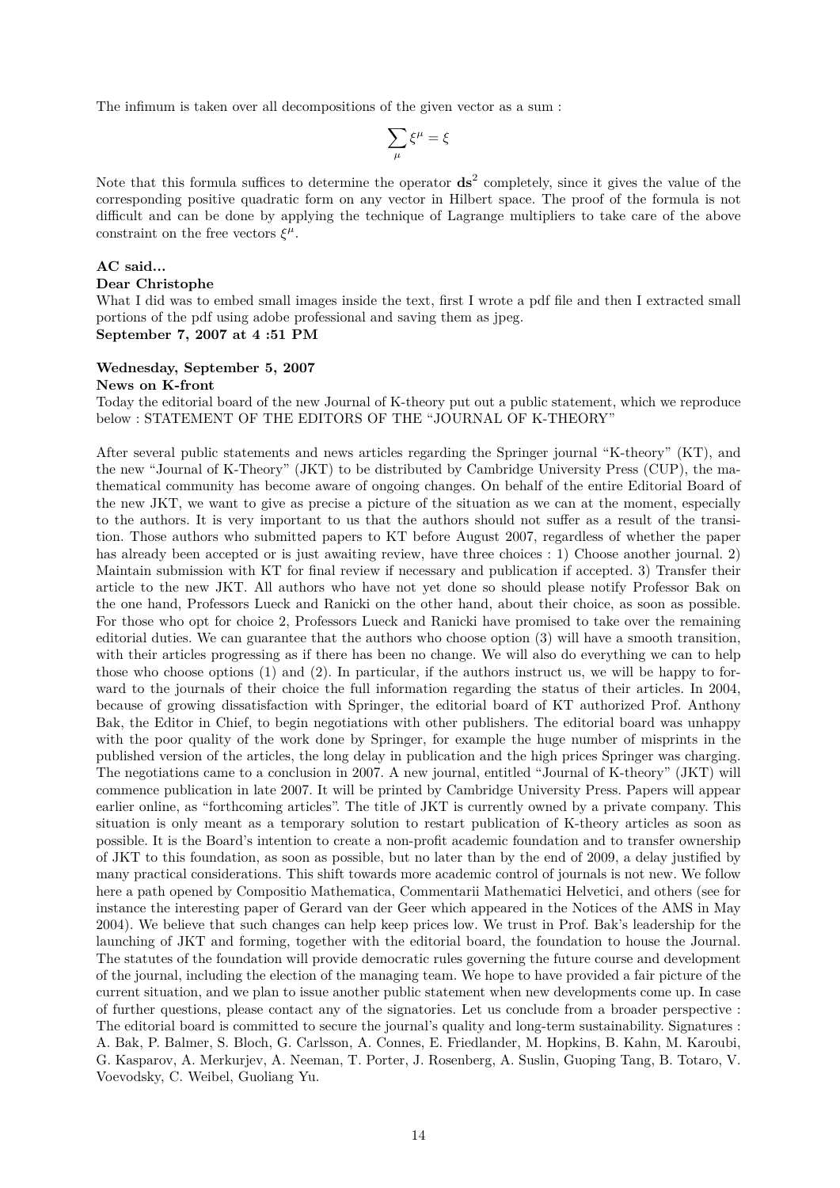The infimum is taken over all decompositions of the given vector as a sum :

$$\sum_{\mu} \xi^{\mu} = \xi$$

Note that this formula suffices to determine the operator $\mathbf{ds}^2$ completely, since it gives the value of the corresponding positive quadratic form on any vector in Hilbert space. The proof of the formula is not difficult and can be done by applying the technique of Lagrange multipliers to take care of the above constraint on the free vectors $\xi^{\mu}$.

**AC said...**

**Dear Christophe**

What I did was to embed small images inside the text, first I wrote a pdf file and then I extracted small portions of the pdf using adobe professional and saving them as jpeg.

**September 7, 2007 at 4 :51 PM**

**Wednesday, September 5, 2007**

**News on K-front**

Today the editorial board of the new Journal of K-theory put out a public statement, which we reproduce below : STATEMENT OF THE EDITORS OF THE "JOURNAL OF K-THEORY"

After several public statements and news articles regarding the Springer journal "K-theory" (KT), and the new "Journal of K-Theory" (JKT) to be distributed by Cambridge University Press (CUP), the mathematical community has become aware of ongoing changes. On behalf of the entire Editorial Board of the new JKT, we want to give as precise a picture of the situation as we can at the moment, especially to the authors. It is very important to us that the authors should not suffer as a result of the transition. Those authors who submitted papers to KT before August 2007, regardless of whether the paper has already been accepted or is just awaiting review, have three choices : 1) Choose another journal. 2) Maintain submission with KT for final review if necessary and publication if accepted. 3) Transfer their article to the new JKT. All authors who have not yet done so should please notify Professor Bak on the one hand, Professors Lueck and Ranicki on the other hand, about their choice, as soon as possible. For those who opt for choice 2, Professors Lueck and Ranicki have promised to take over the remaining editorial duties. We can guarantee that the authors who choose option (3) will have a smooth transition, with their articles progressing as if there has been no change. We will also do everything we can to help those who choose options (1) and (2). In particular, if the authors instruct us, we will be happy to forward to the journals of their choice the full information regarding the status of their articles. In 2004, because of growing dissatisfaction with Springer, the editorial board of KT authorized Prof. Anthony Bak, the Editor in Chief, to begin negotiations with other publishers. The editorial board was unhappy with the poor quality of the work done by Springer, for example the huge number of misprints in the published version of the articles, the long delay in publication and the high prices Springer was charging. The negotiations came to a conclusion in 2007. A new journal, entitled "Journal of K-theory" (JKT) will commence publication in late 2007. It will be printed by Cambridge University Press. Papers will appear earlier online, as "forthcoming articles". The title of JKT is currently owned by a private company. This situation is only meant as a temporary solution to restart publication of K-theory articles as soon as possible. It is the Board's intention to create a non-profit academic foundation and to transfer ownership of JKT to this foundation, as soon as possible, but no later than by the end of 2009, a delay justified by many practical considerations. This shift towards more academic control of journals is not new. We follow here a path opened by Compositio Mathematica, Commentarii Mathematici Helvetici, and others (see for instance the interesting paper of Gerard van der Geer which appeared in the Notices of the AMS in May 2004). We believe that such changes can help keep prices low. We trust in Prof. Bak's leadership for the launching of JKT and forming, together with the editorial board, the foundation to house the Journal. The statutes of the foundation will provide democratic rules governing the future course and development of the journal, including the election of the managing team. We hope to have provided a fair picture of the current situation, and we plan to issue another public statement when new developments come up. In case of further questions, please contact any of the signatories. Let us conclude from a broader perspective : The editorial board is committed to secure the journal's quality and long-term sustainability. Signatures : A. Bak, P. Balmer, S. Bloch, G. Carlsson, A. Connes, E. Friedlander, M. Hopkins, B. Kahn, M. Karoubi, G. Kasparov, A. Merkurjev, A. Neeman, T. Porter, J. Rosenberg, A. Suslin, Guoping Tang, B. Totaro, V. Voevodsky, C. Weibel, Guoliang Yu.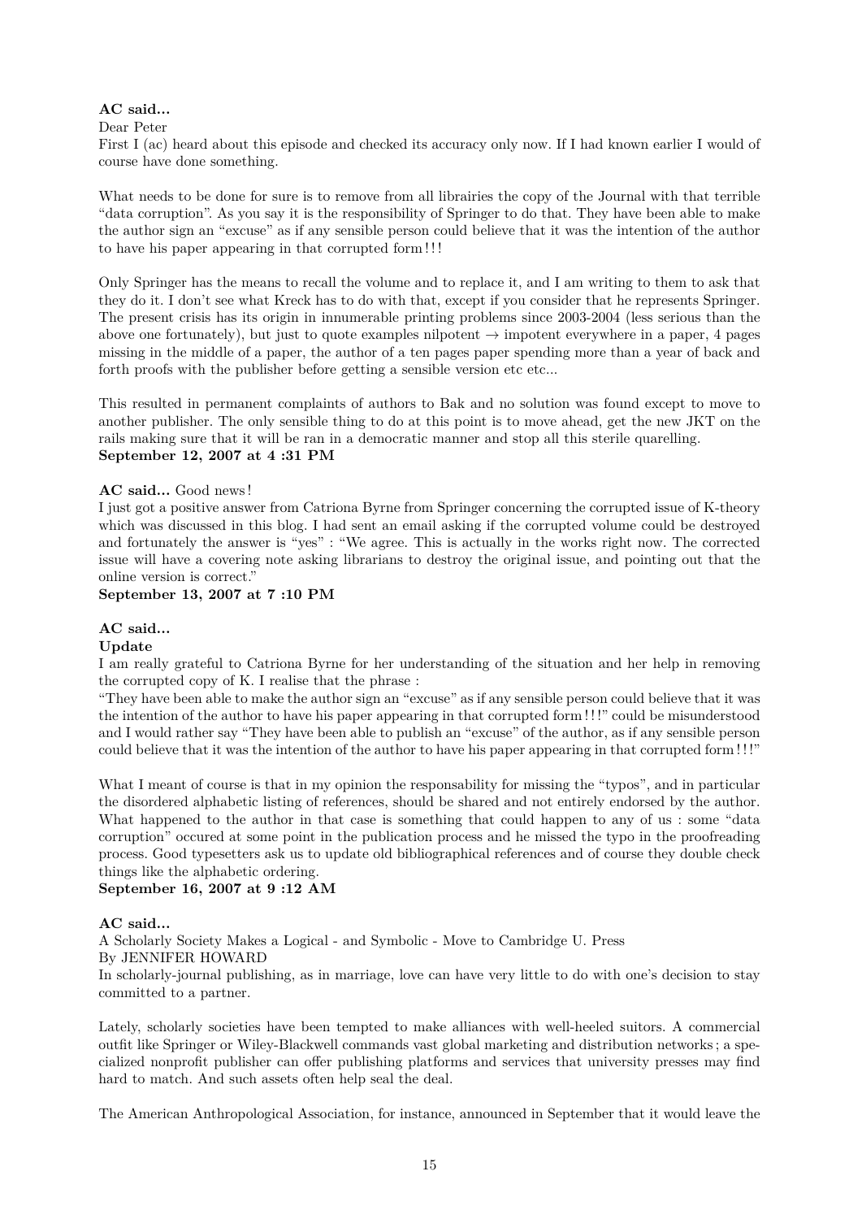**AC said...**

Dear Peter

First I (ac) heard about this episode and checked its accuracy only now. If I had known earlier I would of course have done something.

What needs to be done for sure is to remove from all librairies the copy of the Journal with that terrible "data corruption". As you say it is the responsibility of Springer to do that. They have been able to make the author sign an "excuse" as if any sensible person could believe that it was the intention of the author to have his paper appearing in that corrupted form!!!

Only Springer has the means to recall the volume and to replace it, and I am writing to them to ask that they do it. I don't see what Kreck has to do with that, except if you consider that he represents Springer. The present crisis has its origin in innumerable printing problems since 2003-2004 (less serious than the above one fortunately), but just to quote examples nilpotent $\rightarrow$ impotent everywhere in a paper, 4 pages missing in the middle of a paper, the author of a ten pages paper spending more than a year of back and forth proofs with the publisher before getting a sensible version etc etc...

This resulted in permanent complaints of authors to Bak and no solution was found except to move to another publisher. The only sensible thing to do at this point is to move ahead, get the new JKT on the rails making sure that it will be ran in a democratic manner and stop all this sterile quarelling.

**September 12, 2007 at 4 :31 PM**

**AC said...** Good news!

I just got a positive answer from Catriona Byrne from Springer concerning the corrupted issue of K-theory which was discussed in this blog. I had sent an email asking if the corrupted volume could be destroyed and fortunately the answer is "yes" : "We agree. This is actually in the works right now. The corrected issue will have a covering note asking librarians to destroy the original issue, and pointing out that the online version is correct."

**September 13, 2007 at 7 :10 PM**

**AC said...**

**Update**

I am really grateful to Catriona Byrne for her understanding of the situation and her help in removing the corrupted copy of K. I realise that the phrase :

"They have been able to make the author sign an "excuse" as if any sensible person could believe that it was the intention of the author to have his paper appearing in that corrupted form!!!" could be misunderstood and I would rather say "They have been able to publish an "excuse" of the author, as if any sensible person could believe that it was the intention of the author to have his paper appearing in that corrupted form!!!"

What I meant of course is that in my opinion the responsability for missing the "typos", and in particular the disordered alphabetic listing of references, should be shared and not entirely endorsed by the author. What happened to the author in that case is something that could happen to any of us : some "data corruption" occured at some point in the publication process and he missed the typo in the proofreading process. Good typesetters ask us to update old bibliographical references and of course they double check things like the alphabetic ordering.

**September 16, 2007 at 9 :12 AM**

**AC said...**

A Scholarly Society Makes a Logical - and Symbolic - Move to Cambridge U. Press

By JENNIFER HOWARD

In scholarly-journal publishing, as in marriage, love can have very little to do with one's decision to stay committed to a partner.

Lately, scholarly societies have been tempted to make alliances with well-heeled suitors. A commercial outfit like Springer or Wiley-Blackwell commands vast global marketing and distribution networks ; a specialized nonprofit publisher can offer publishing platforms and services that university presses may find hard to match. And such assets often help seal the deal.

The American Anthropological Association, for instance, announced in September that it would leave the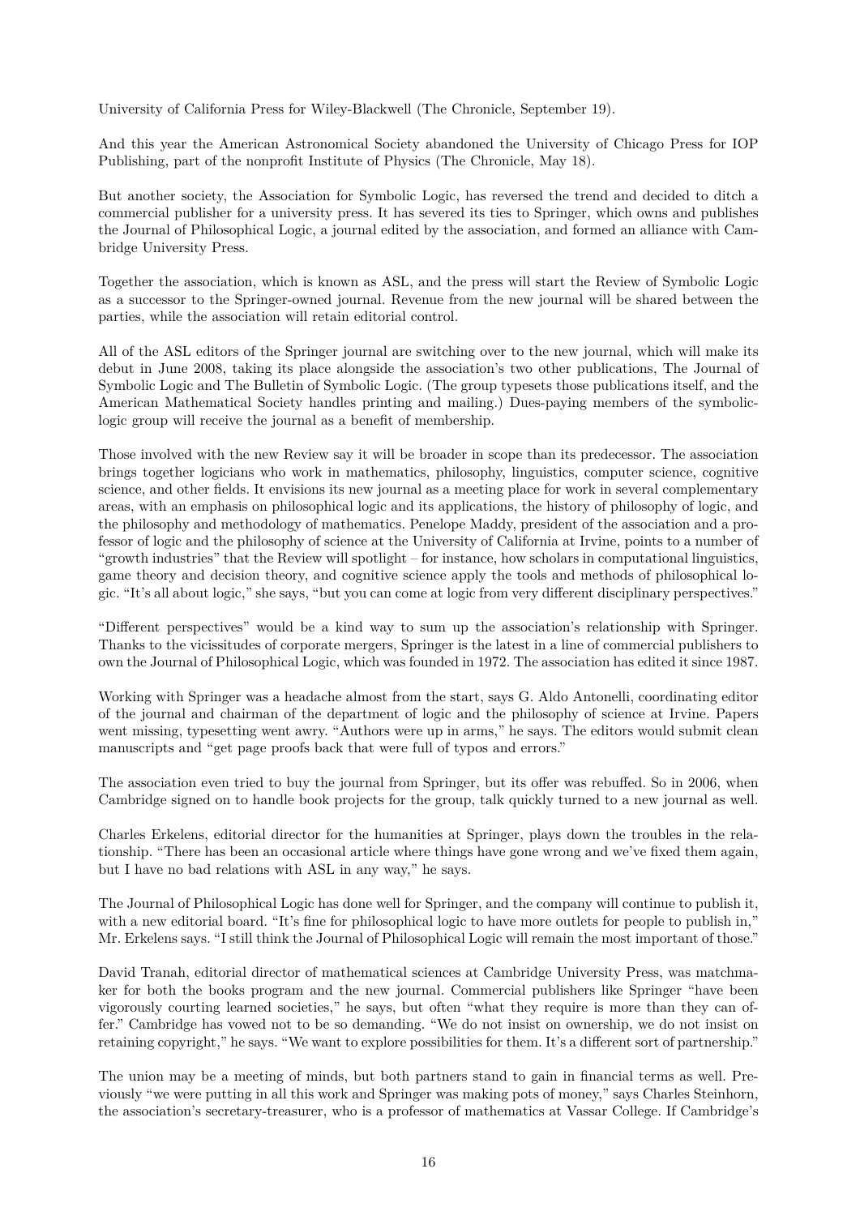University of California Press for Wiley-Blackwell (The Chronicle, September 19).

And this year the American Astronomical Society abandoned the University of Chicago Press for IOP Publishing, part of the nonprofit Institute of Physics (The Chronicle, May 18).

But another society, the Association for Symbolic Logic, has reversed the trend and decided to ditch a commercial publisher for a university press. It has severed its ties to Springer, which owns and publishes the Journal of Philosophical Logic, a journal edited by the association, and formed an alliance with Cambridge University Press.

Together the association, which is known as ASL, and the press will start the Review of Symbolic Logic as a successor to the Springer-owned journal. Revenue from the new journal will be shared between the parties, while the association will retain editorial control.

All of the ASL editors of the Springer journal are switching over to the new journal, which will make its debut in June 2008, taking its place alongside the association's two other publications, The Journal of Symbolic Logic and The Bulletin of Symbolic Logic. (The group typesets those publications itself, and the American Mathematical Society handles printing and mailing.) Dues-paying members of the symbolic-logic group will receive the journal as a benefit of membership.

Those involved with the new Review say it will be broader in scope than its predecessor. The association brings together logicians who work in mathematics, philosophy, linguistics, computer science, cognitive science, and other fields. It envisions its new journal as a meeting place for work in several complementary areas, with an emphasis on philosophical logic and its applications, the history of philosophy of logic, and the philosophy and methodology of mathematics. Penelope Maddy, president of the association and a professor of logic and the philosophy of science at the University of California at Irvine, points to a number of "growth industries" that the Review will spotlight – for instance, how scholars in computational linguistics, game theory and decision theory, and cognitive science apply the tools and methods of philosophical logic. "It's all about logic," she says, "but you can come at logic from very different disciplinary perspectives."

"Different perspectives" would be a kind way to sum up the association's relationship with Springer. Thanks to the vicissitudes of corporate mergers, Springer is the latest in a line of commercial publishers to own the Journal of Philosophical Logic, which was founded in 1972. The association has edited it since 1987.

Working with Springer was a headache almost from the start, says G. Aldo Antonelli, coordinating editor of the journal and chairman of the department of logic and the philosophy of science at Irvine. Papers went missing, typesetting went awry. "Authors were up in arms," he says. The editors would submit clean manuscripts and "get page proofs back that were full of typos and errors."

The association even tried to buy the journal from Springer, but its offer was rebuffed. So in 2006, when Cambridge signed on to handle book projects for the group, talk quickly turned to a new journal as well.

Charles Erkelens, editorial director for the humanities at Springer, plays down the troubles in the relationship. "There has been an occasional article where things have gone wrong and we've fixed them again, but I have no bad relations with ASL in any way," he says.

The Journal of Philosophical Logic has done well for Springer, and the company will continue to publish it, with a new editorial board. "It's fine for philosophical logic to have more outlets for people to publish in," Mr. Erkelens says. "I still think the Journal of Philosophical Logic will remain the most important of those."

David Tranah, editorial director of mathematical sciences at Cambridge University Press, was matchmaker for both the books program and the new journal. Commercial publishers like Springer "have been vigorously courting learned societies," he says, but often "what they require is more than they can offer." Cambridge has vowed not to be so demanding. "We do not insist on ownership, we do not insist on retaining copyright," he says. "We want to explore possibilities for them. It's a different sort of partnership."

The union may be a meeting of minds, but both partners stand to gain in financial terms as well. Previously "we were putting in all this work and Springer was making pots of money," says Charles Steinhorn, the association's secretary-treasurer, who is a professor of mathematics at Vassar College. If Cambridge's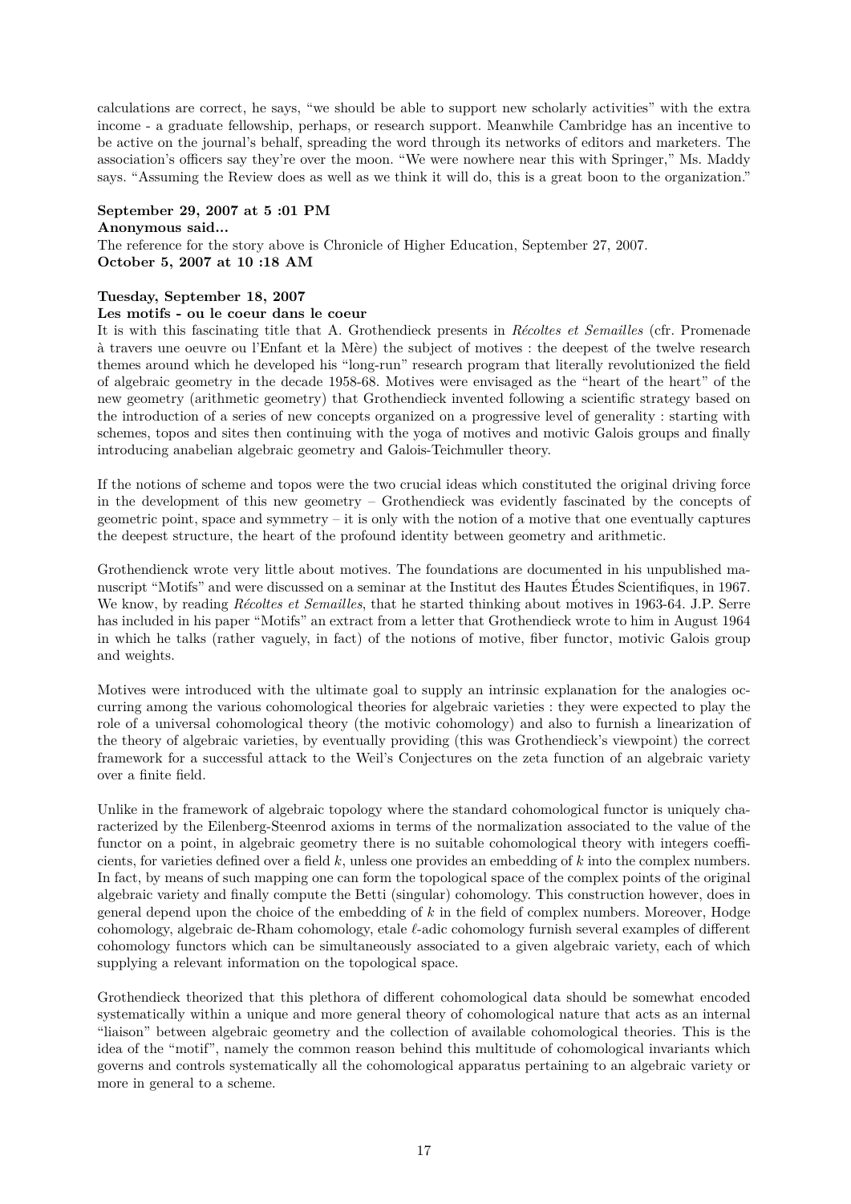calculations are correct, he says, "we should be able to support new scholarly activities" with the extra income - a graduate fellowship, perhaps, or research support. Meanwhile Cambridge has an incentive to be active on the journal's behalf, spreading the word through its networks of editors and marketers. The association's officers say they're over the moon. "We were nowhere near this with Springer," Ms. Maddy says. "Assuming the Review does as well as we think it will do, this is a great boon to the organization."

**September 29, 2007 at 5 :01 PM**

**Anonymous said...**

The reference for the story above is Chronicle of Higher Education, September 27, 2007.

**October 5, 2007 at 10 :18 AM**

**Tuesday, September 18, 2007**

**Les motifs - ou le coeur dans le coeur**

It is with this fascinating title that A. Grothendieck presents in *Récoltes et Semailles* (cfr. Promenade à travers une oeuvre ou l'Enfant et la Mère) the subject of motives : the deepest of the twelve research themes around which he developed his "long-run" research program that literally revolutionized the field of algebraic geometry in the decade 1958-68. Motives were envisaged as the "heart of the heart" of the new geometry (arithmetic geometry) that Grothendieck invented following a scientific strategy based on the introduction of a series of new concepts organized on a progressive level of generality : starting with schemes, topos and sites then continuing with the yoga of motives and motivic Galois groups and finally introducing anabelian algebraic geometry and Galois-Teichmuller theory.

If the notions of scheme and topos were the two crucial ideas which constituted the original driving force in the development of this new geometry – Grothendieck was evidently fascinated by the concepts of geometric point, space and symmetry – it is only with the notion of a motive that one eventually captures the deepest structure, the heart of the profound identity between geometry and arithmetic.

Grothendienck wrote very little about motives. The foundations are documented in his unpublished manuscript "Motifs" and were discussed on a seminar at the Institut des Hautes Études Scientifiques, in 1967. We know, by reading *Récoltes et Semailles*, that he started thinking about motives in 1963-64. J.P. Serre has included in his paper "Motifs" an extract from a letter that Grothendieck wrote to him in August 1964 in which he talks (rather vaguely, in fact) of the notions of motive, fiber functor, motivic Galois group and weights.

Motives were introduced with the ultimate goal to supply an intrinsic explanation for the analogies occurring among the various cohomological theories for algebraic varieties : they were expected to play the role of a universal cohomological theory (the motivic cohomology) and also to furnish a linearization of the theory of algebraic varieties, by eventually providing (this was Grothendieck's viewpoint) the correct framework for a successful attack to the Weil's Conjectures on the zeta function of an algebraic variety over a finite field.

Unlike in the framework of algebraic topology where the standard cohomological functor is uniquely characterized by the Eilenberg-Steenrod axioms in terms of the normalization associated to the value of the functor on a point, in algebraic geometry there is no suitable cohomological theory with integers coefficients, for varieties defined over a field $k$, unless one provides an embedding of $k$ into the complex numbers. In fact, by means of such mapping one can form the topological space of the complex points of the original algebraic variety and finally compute the Betti (singular) cohomology. This construction however, does in general depend upon the choice of the embedding of $k$ in the field of complex numbers. Moreover, Hodge cohomology, algebraic de-Rham cohomology, etale $\ell$-adic cohomology furnish several examples of different cohomology functors which can be simultaneously associated to a given algebraic variety, each of which supplying a relevant information on the topological space.

Grothendieck theorized that this plethora of different cohomological data should be somewhat encoded systematically within a unique and more general theory of cohomological nature that acts as an internal "liaison" between algebraic geometry and the collection of available cohomological theories. This is the idea of the "motif", namely the common reason behind this multitude of cohomological invariants which governs and controls systematically all the cohomological apparatus pertaining to an algebraic variety or more in general to a scheme.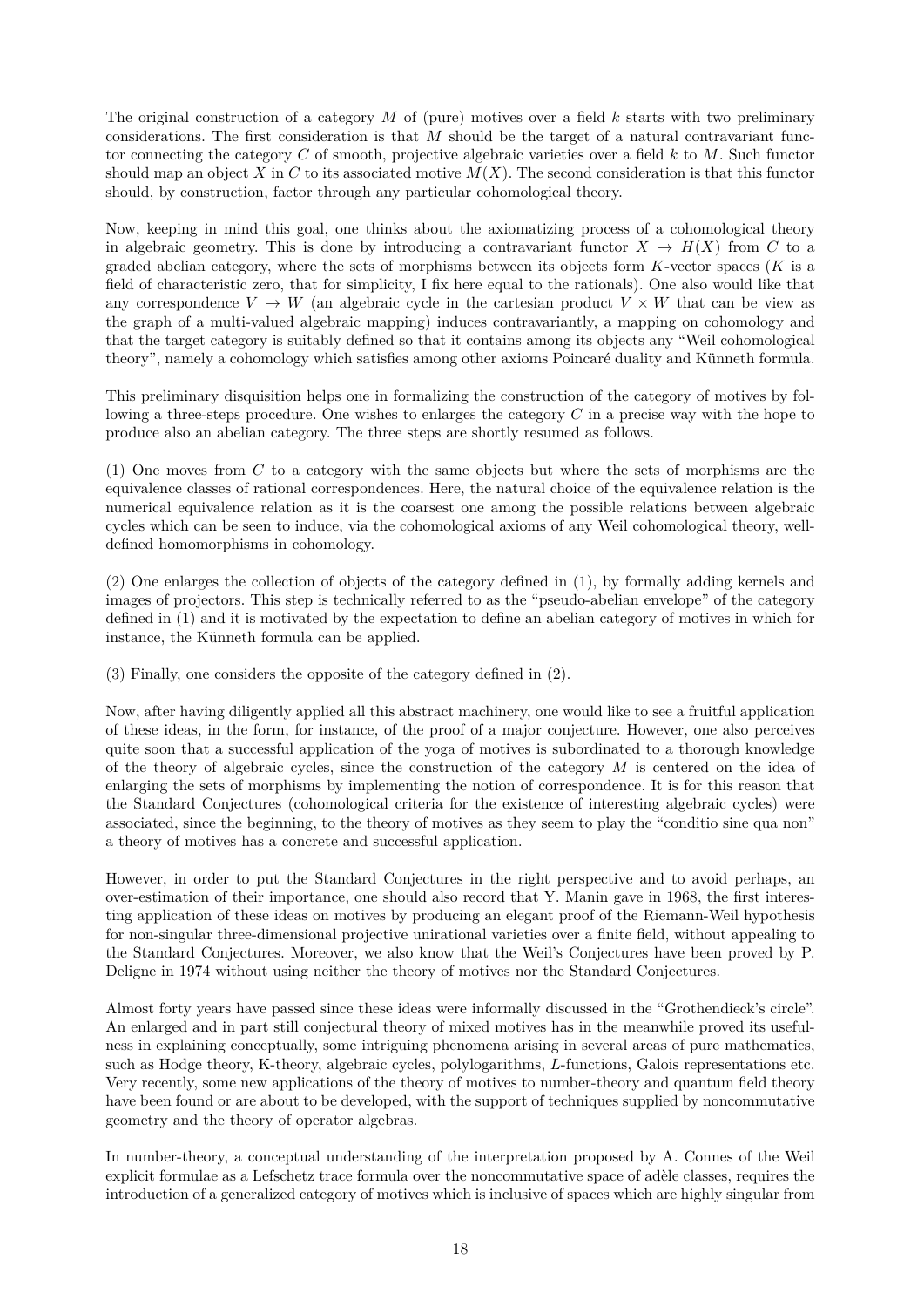The original construction of a category $M$ of (pure) motives over a field $k$ starts with two preliminary considerations. The first consideration is that $M$ should be the target of a natural contravariant functor connecting the category $C$ of smooth, projective algebraic varieties over a field $k$ to $M$. Such functor should map an object $X$ in $C$ to its associated motive $M(X)$. The second consideration is that this functor should, by construction, factor through any particular cohomological theory.

Now, keeping in mind this goal, one thinks about the axiomatizing process of a cohomological theory in algebraic geometry. This is done by introducing a contravariant functor $X \to H(X)$ from $C$ to a graded abelian category, where the sets of morphisms between its objects form $K$-vector spaces ($K$ is a field of characteristic zero, that for simplicity, I fix here equal to the rationals). One also would like that any correspondence $V \to W$ (an algebraic cycle in the cartesian product $V \times W$ that can be view as the graph of a multi-valued algebraic mapping) induces contravariantly, a mapping on cohomology and that the target category is suitably defined so that it contains among its objects any "Weil cohomological theory", namely a cohomology which satisfies among other axioms Poincaré duality and Künneth formula.

This preliminary disquisition helps one in formalizing the construction of the category of motives by following a three-steps procedure. One wishes to enlarges the category $C$ in a precise way with the hope to produce also an abelian category. The three steps are shortly resumed as follows.

(1) One moves from $C$ to a category with the same objects but where the sets of morphisms are the equivalence classes of rational correspondences. Here, the natural choice of the equivalence relation is the numerical equivalence relation as it is the coarsest one among the possible relations between algebraic cycles which can be seen to induce, via the cohomological axioms of any Weil cohomological theory, well-defined homomorphisms in cohomology.

(2) One enlarges the collection of objects of the category defined in (1), by formally adding kernels and images of projectors. This step is technically referred to as the "pseudo-abelian envelope" of the category defined in (1) and it is motivated by the expectation to define an abelian category of motives in which for instance, the Künneth formula can be applied.

(3) Finally, one considers the opposite of the category defined in (2).

Now, after having diligently applied all this abstract machinery, one would like to see a fruitful application of these ideas, in the form, for instance, of the proof of a major conjecture. However, one also perceives quite soon that a successful application of the yoga of motives is subordinated to a thorough knowledge of the theory of algebraic cycles, since the construction of the category $M$ is centered on the idea of enlarging the sets of morphisms by implementing the notion of correspondence. It is for this reason that the Standard Conjectures (cohomological criteria for the existence of interesting algebraic cycles) were associated, since the beginning, to the theory of motives as they seem to play the "conditio sine qua non" a theory of motives has a concrete and successful application.

However, in order to put the Standard Conjectures in the right perspective and to avoid perhaps, an over-estimation of their importance, one should also record that Y. Manin gave in 1968, the first interesting application of these ideas on motives by producing an elegant proof of the Riemann-Weil hypothesis for non-singular three-dimensional projective unirational varieties over a finite field, without appealing to the Standard Conjectures. Moreover, we also know that the Weil's Conjectures have been proved by P. Deligne in 1974 without using neither the theory of motives nor the Standard Conjectures.

Almost forty years have passed since these ideas were informally discussed in the "Grothendieck's circle". An enlarged and in part still conjectural theory of mixed motives has in the meanwhile proved its usefulness in explaining conceptually, some intriguing phenomena arising in several areas of pure mathematics, such as Hodge theory, K-theory, algebraic cycles, polylogarithms, $L$-functions, Galois representations etc. Very recently, some new applications of the theory of motives to number-theory and quantum field theory have been found or are about to be developed, with the support of techniques supplied by noncommutative geometry and the theory of operator algebras.

In number-theory, a conceptual understanding of the interpretation proposed by A. Connes of the Weil explicit formulae as a Lefschetz trace formula over the noncommutative space of adèle classes, requires the introduction of a generalized category of motives which is inclusive of spaces which are highly singular from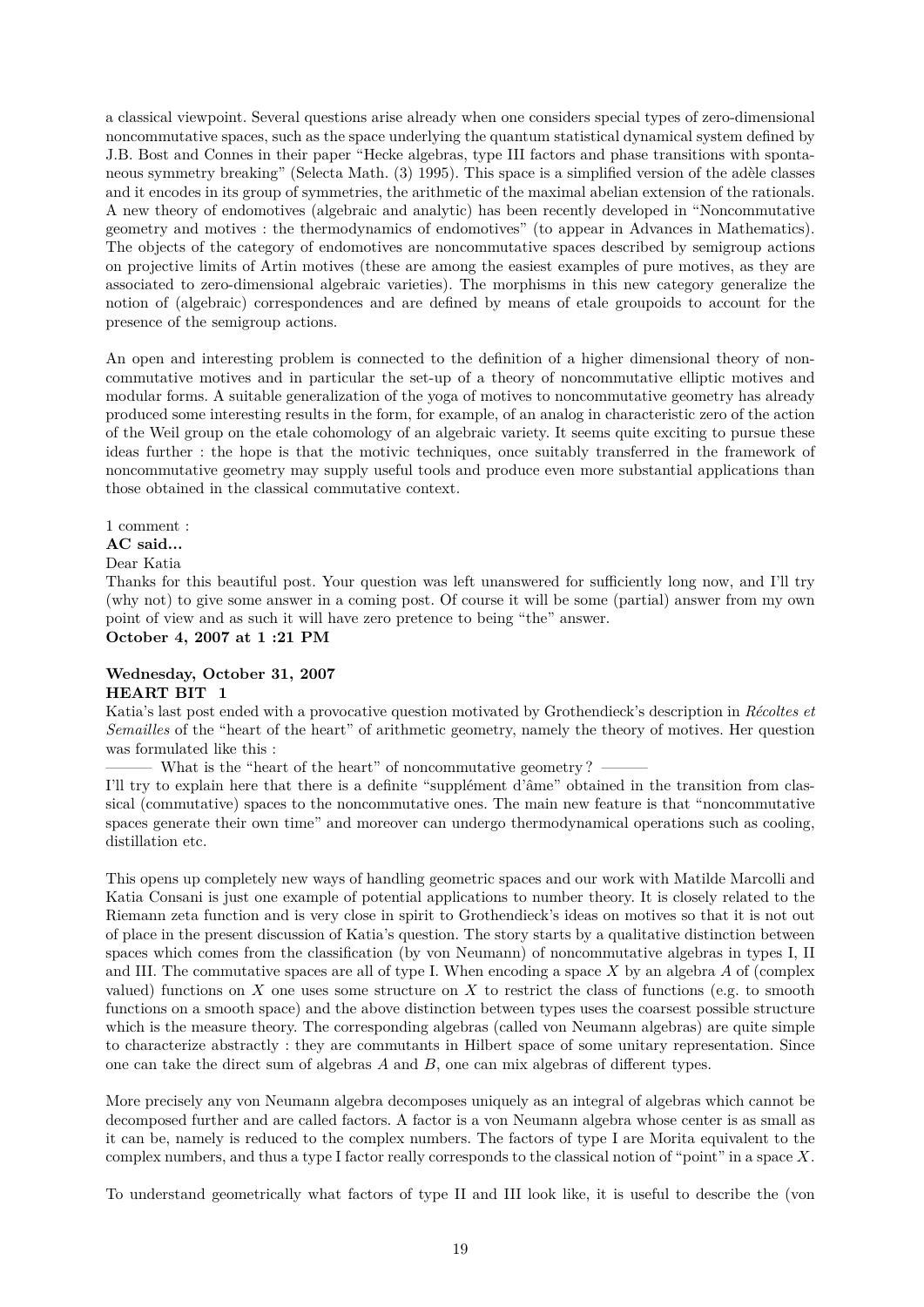a classical viewpoint. Several questions arise already when one considers special types of zero-dimensional noncommutative spaces, such as the space underlying the quantum statistical dynamical system defined by J.B. Bost and Connes in their paper "Hecke algebras, type III factors and phase transitions with spontaneous symmetry breaking" (Selecta Math. (3) 1995). This space is a simplified version of the adèle classes and it encodes in its group of symmetries, the arithmetic of the maximal abelian extension of the rationals. A new theory of endomotives (algebraic and analytic) has been recently developed in "Noncommutative geometry and motives : the thermodynamics of endomotives" (to appear in Advances in Mathematics). The objects of the category of endomotives are noncommutative spaces described by semigroup actions on projective limits of Artin motives (these are among the easiest examples of pure motives, as they are associated to zero-dimensional algebraic varieties). The morphisms in this new category generalize the notion of (algebraic) correspondences and are defined by means of etale groupoids to account for the presence of the semigroup actions.

An open and interesting problem is connected to the definition of a higher dimensional theory of noncommutative motives and in particular the set-up of a theory of noncommutative elliptic motives and modular forms. A suitable generalization of the yoga of motives to noncommutative geometry has already produced some interesting results in the form, for example, of an analog in characteristic zero of the action of the Weil group on the etale cohomology of an algebraic variety. It seems quite exciting to pursue these ideas further : the hope is that the motivic techniques, once suitably transferred in the framework of noncommutative geometry may supply useful tools and produce even more substantial applications than those obtained in the classical commutative context.

1 comment :

**AC said...**

Dear Katia

Thanks for this beautiful post. Your question was left unanswered for sufficiently long now, and I'll try (why not) to give some answer in a coming post. Of course it will be some (partial) answer from my own point of view and as such it will have zero pretence to being "the" answer.

**October 4, 2007 at 1 :21 PM**

### Wednesday, October 31, 2007

### HEART BIT 1

Katia's last post ended with a provocative question motivated by Grothendieck's description in *Récoltes et Semailles* of the "heart of the heart" of arithmetic geometry, namely the theory of motives. Her question was formulated like this :

——— What is the "heart of the heart" of noncommutative geometry ? ———

I'll try to explain here that there is a definite "supplément d'âme" obtained in the transition from classical (commutative) spaces to the noncommutative ones. The main new feature is that "noncommutative spaces generate their own time" and moreover can undergo thermodynamical operations such as cooling, distillation etc.

This opens up completely new ways of handling geometric spaces and our work with Matilde Marcolli and Katia Consani is just one example of potential applications to number theory. It is closely related to the Riemann zeta function and is very close in spirit to Grothendieck's ideas on motives so that it is not out of place in the present discussion of Katia's question. The story starts by a qualitative distinction between spaces which comes from the classification (by von Neumann) of noncommutative algebras in types I, II and III. The commutative spaces are all of type I. When encoding a space $X$ by an algebra $A$ of (complex valued) functions on $X$ one uses some structure on $X$ to restrict the class of functions (e.g. to smooth functions on a smooth space) and the above distinction between types uses the coarsest possible structure which is the measure theory. The corresponding algebras (called von Neumann algebras) are quite simple to characterize abstractly : they are commutants in Hilbert space of some unitary representation. Since one can take the direct sum of algebras $A$ and $B$, one can mix algebras of different types.

More precisely any von Neumann algebra decomposes uniquely as an integral of algebras which cannot be decomposed further and are called factors. A factor is a von Neumann algebra whose center is as small as it can be, namely is reduced to the complex numbers. The factors of type I are Morita equivalent to the complex numbers, and thus a type I factor really corresponds to the classical notion of "point" in a space $X$.

To understand geometrically what factors of type II and III look like, it is useful to describe the (von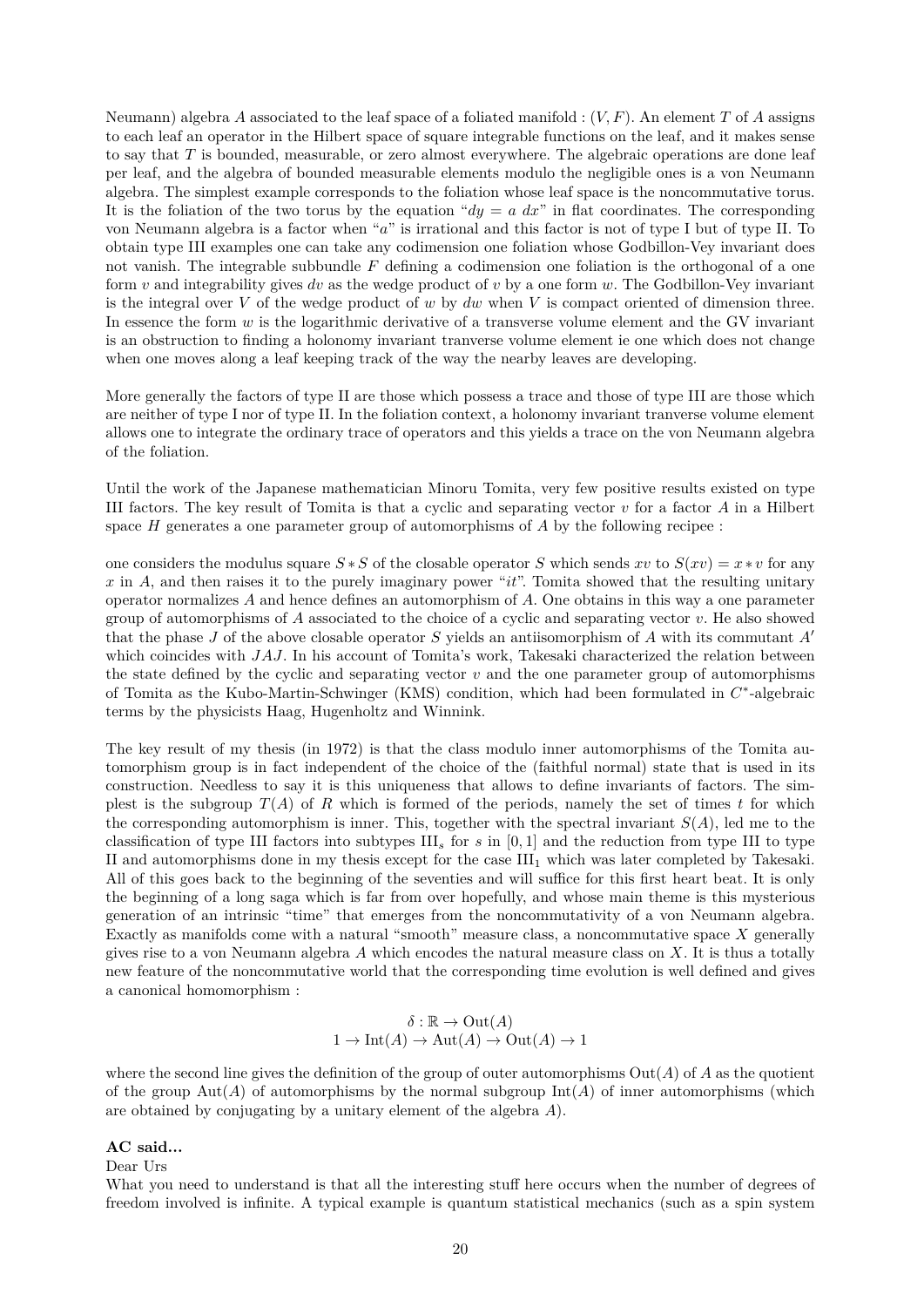Neumann) algebra $A$ associated to the leaf space of a foliated manifold : $(V, F)$. An element $T$ of $A$ assigns to each leaf an operator in the Hilbert space of square integrable functions on the leaf, and it makes sense to say that $T$ is bounded, measurable, or zero almost everywhere. The algebraic operations are done leaf per leaf, and the algebra of bounded measurable elements modulo the negligible ones is a von Neumann algebra. The simplest example corresponds to the foliation whose leaf space is the noncommutative torus. It is the foliation of the two torus by the equation "$dy = a\ dx$" in flat coordinates. The corresponding von Neumann algebra is a factor when "$a$" is irrational and this factor is not of type I but of type II. To obtain type III examples one can take any codimension one foliation whose Godbillon-Vey invariant does not vanish. The integrable subbundle $F$ defining a codimension one foliation is the orthogonal of a one form $v$ and integrability gives $dv$ as the wedge product of $v$ by a one form $w$. The Godbillon-Vey invariant is the integral over $V$ of the wedge product of $w$ by $dw$ when $V$ is compact oriented of dimension three. In essence the form $w$ is the logarithmic derivative of a transverse volume element and the GV invariant is an obstruction to finding a holonomy invariant tranverse volume element ie one which does not change when one moves along a leaf keeping track of the way the nearby leaves are developing.

More generally the factors of type II are those which possess a trace and those of type III are those which are neither of type I nor of type II. In the foliation context, a holonomy invariant tranverse volume element allows one to integrate the ordinary trace of operators and this yields a trace on the von Neumann algebra of the foliation.

Until the work of the Japanese mathematician Minoru Tomita, very few positive results existed on type III factors. The key result of Tomita is that a cyclic and separating vector $v$ for a factor $A$ in a Hilbert space $H$ generates a one parameter group of automorphisms of $A$ by the following recipee :

one considers the modulus square $S * S$ of the closable operator $S$ which sends $xv$ to $S(xv) = x * v$ for any $x$ in $A$, and then raises it to the purely imaginary power "$it$". Tomita showed that the resulting unitary operator normalizes $A$ and hence defines an automorphism of $A$. One obtains in this way a one parameter group of automorphisms of $A$ associated to the choice of a cyclic and separating vector $v$. He also showed that the phase $J$ of the above closable operator $S$ yields an antiisomorphism of $A$ with its commutant $A'$ which coincides with $JAJ$. In his account of Tomita's work, Takesaki characterized the relation between the state defined by the cyclic and separating vector $v$ and the one parameter group of automorphisms of Tomita as the Kubo-Martin-Schwinger (KMS) condition, which had been formulated in $C^*$-algebraic terms by the physicists Haag, Hugenholtz and Winnink.

The key result of my thesis (in 1972) is that the class modulo inner automorphisms of the Tomita automorphism group is in fact independent of the choice of the (faithful normal) state that is used in its construction. Needless to say it is this uniqueness that allows to define invariants of factors. The simplest is the subgroup $T(A)$ of $R$ which is formed of the periods, namely the set of times $t$ for which the corresponding automorphism is inner. This, together with the spectral invariant $S(A)$, led me to the classification of type III factors into subtypes $\mathrm{III}_s$ for $s$ in $[0, 1]$ and the reduction from type III to type II and automorphisms done in my thesis except for the case $\mathrm{III}_1$ which was later completed by Takesaki. All of this goes back to the beginning of the seventies and will suffice for this first heart beat. It is only the beginning of a long saga which is far from over hopefully, and whose main theme is this mysterious generation of an intrinsic "time" that emerges from the noncommutativity of a von Neumann algebra. Exactly as manifolds come with a natural "smooth" measure class, a noncommutative space $X$ generally gives rise to a von Neumann algebra $A$ which encodes the natural measure class on $X$. It is thus a totally new feature of the noncommutative world that the corresponding time evolution is well defined and gives a canonical homomorphism :

$$\delta : \mathbb{R} \to \mathrm{Out}(A)$$
$$1 \to \mathrm{Int}(A) \to \mathrm{Aut}(A) \to \mathrm{Out}(A) \to 1$$

where the second line gives the definition of the group of outer automorphisms $\mathrm{Out}(A)$ of $A$ as the quotient of the group $\mathrm{Aut}(A)$ of automorphisms by the normal subgroup $\mathrm{Int}(A)$ of inner automorphisms (which are obtained by conjugating by a unitary element of the algebra $A$).

**AC said...**

Dear Urs

What you need to understand is that all the interesting stuff here occurs when the number of degrees of freedom involved is infinite. A typical example is quantum statistical mechanics (such as a spin system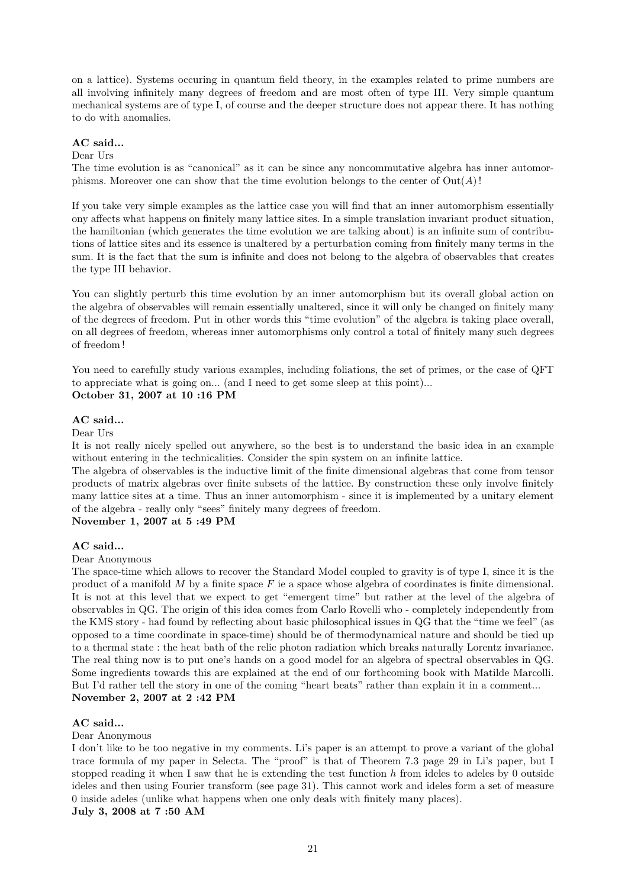on a lattice). Systems occuring in quantum field theory, in the examples related to prime numbers are all involving infinitely many degrees of freedom and are most often of type III. Very simple quantum mechanical systems are of type I, of course and the deeper structure does not appear there. It has nothing to do with anomalies.

**AC said...**

Dear Urs

The time evolution is as "canonical" as it can be since any noncommutative algebra has inner automorphisms. Moreover one can show that the time evolution belongs to the center of $\mathrm{Out}(A)$!

If you take very simple examples as the lattice case you will find that an inner automorphism essentially ony affects what happens on finitely many lattice sites. In a simple translation invariant product situation, the hamiltonian (which generates the time evolution we are talking about) is an infinite sum of contributions of lattice sites and its essence is unaltered by a perturbation coming from finitely many terms in the sum. It is the fact that the sum is infinite and does not belong to the algebra of observables that creates the type III behavior.

You can slightly perturb this time evolution by an inner automorphism but its overall global action on the algebra of observables will remain essentially unaltered, since it will only be changed on finitely many of the degrees of freedom. Put in other words this "time evolution" of the algebra is taking place overall, on all degrees of freedom, whereas inner automorphisms only control a total of finitely many such degrees of freedom!

You need to carefully study various examples, including foliations, the set of primes, or the case of QFT to appreciate what is going on... (and I need to get some sleep at this point)...

**October 31, 2007 at 10 :16 PM**

**AC said...**

Dear Urs

It is not really nicely spelled out anywhere, so the best is to understand the basic idea in an example without entering in the technicalities. Consider the spin system on an infinite lattice.

The algebra of observables is the inductive limit of the finite dimensional algebras that come from tensor products of matrix algebras over finite subsets of the lattice. By construction these only involve finitely many lattice sites at a time. Thus an inner automorphism - since it is implemented by a unitary element of the algebra - really only "sees" finitely many degrees of freedom.

**November 1, 2007 at 5 :49 PM**

**AC said...**

Dear Anonymous

The space-time which allows to recover the Standard Model coupled to gravity is of type I, since it is the product of a manifold $M$ by a finite space $F$ ie a space whose algebra of coordinates is finite dimensional. It is not at this level that we expect to get "emergent time" but rather at the level of the algebra of observables in QG. The origin of this idea comes from Carlo Rovelli who - completely independently from the KMS story - had found by reflecting about basic philosophical issues in QG that the "time we feel" (as opposed to a time coordinate in space-time) should be of thermodynamical nature and should be tied up to a thermal state : the heat bath of the relic photon radiation which breaks naturally Lorentz invariance. The real thing now is to put one's hands on a good model for an algebra of spectral observables in QG. Some ingredients towards this are explained at the end of our forthcoming book with Matilde Marcolli. But I'd rather tell the story in one of the coming "heart beats" rather than explain it in a comment...

**November 2, 2007 at 2 :42 PM**

**AC said...**

Dear Anonymous

I don't like to be too negative in my comments. Li's paper is an attempt to prove a variant of the global trace formula of my paper in Selecta. The "proof" is that of Theorem 7.3 page 29 in Li's paper, but I stopped reading it when I saw that he is extending the test function $h$ from ideles to adeles by 0 outside ideles and then using Fourier transform (see page 31). This cannot work and ideles form a set of measure 0 inside adeles (unlike what happens when one only deals with finitely many places).

**July 3, 2008 at 7 :50 AM**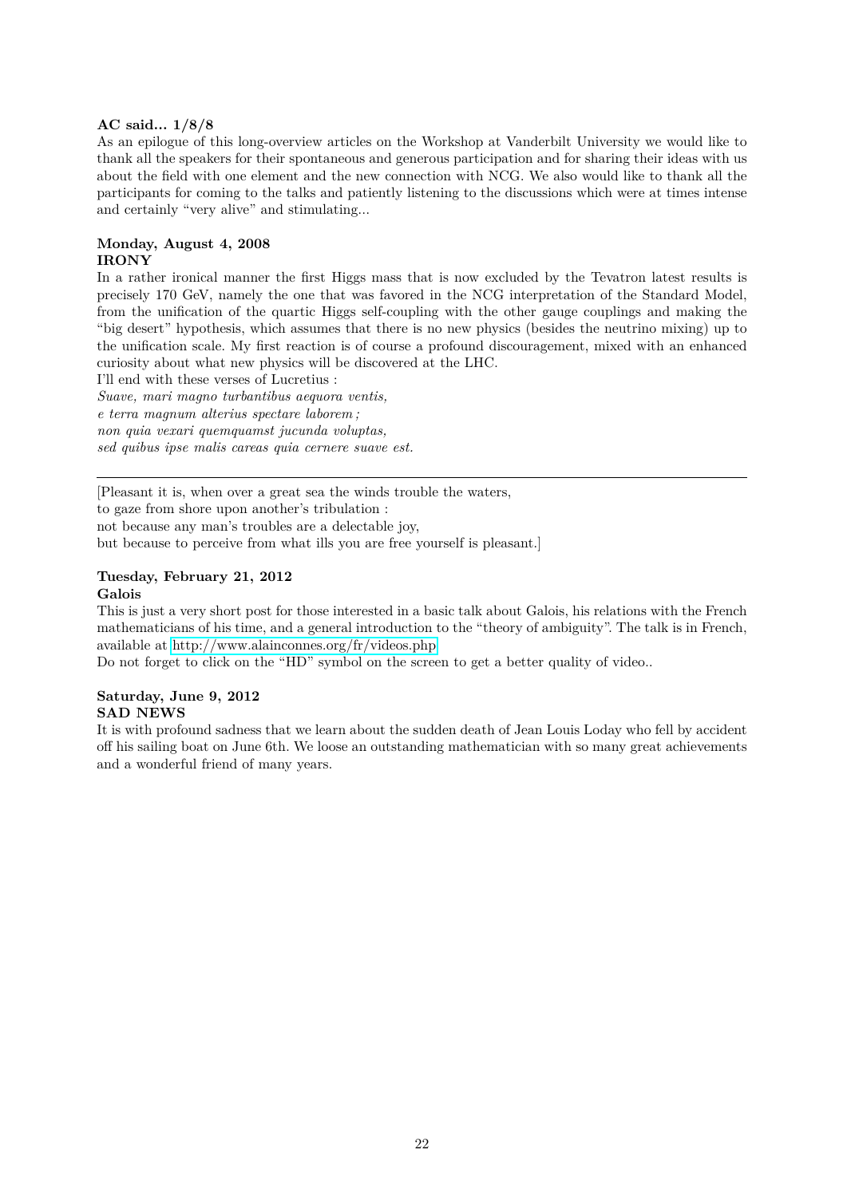**AC said... 1/8/8**

As an epilogue of this long-overview articles on the Workshop at Vanderbilt University we would like to thank all the speakers for their spontaneous and generous participation and for sharing their ideas with us about the field with one element and the new connection with NCG. We also would like to thank all the participants for coming to the talks and patiently listening to the discussions which were at times intense and certainly "very alive" and stimulating...

**Monday, August 4, 2008**
**IRONY**

In a rather ironical manner the first Higgs mass that is now excluded by the Tevatron latest results is precisely 170 GeV, namely the one that was favored in the NCG interpretation of the Standard Model, from the unification of the quartic Higgs self-coupling with the other gauge couplings and making the "big desert" hypothesis, which assumes that there is no new physics (besides the neutrino mixing) up to the unification scale. My first reaction is of course a profound discouragement, mixed with an enhanced curiosity about what new physics will be discovered at the LHC.

I'll end with these verses of Lucretius :

*Suave, mari magno turbantibus aequora ventis,*
*e terra magnum alterius spectare laborem ;*
*non quia vexari quemquamst jucunda voluptas,*
*sed quibus ipse malis careas quia cernere suave est.*

---

[Pleasant it is, when over a great sea the winds trouble the waters,
to gaze from shore upon another's tribulation :
not because any man's troubles are a delectable joy,
but because to perceive from what ills you are free yourself is pleasant.]

**Tuesday, February 21, 2012**
**Galois**

This is just a very short post for those interested in a basic talk about Galois, his relations with the French mathematicians of his time, and a general introduction to the "theory of ambiguity". The talk is in French, available at http://www.alainconnes.org/fr/videos.php

Do not forget to click on the "HD" symbol on the screen to get a better quality of video..

**Saturday, June 9, 2012**
**SAD NEWS**

It is with profound sadness that we learn about the sudden death of Jean Louis Loday who fell by accident off his sailing boat on June 6th. We loose an outstanding mathematician with so many great achievements and a wonderful friend of many years.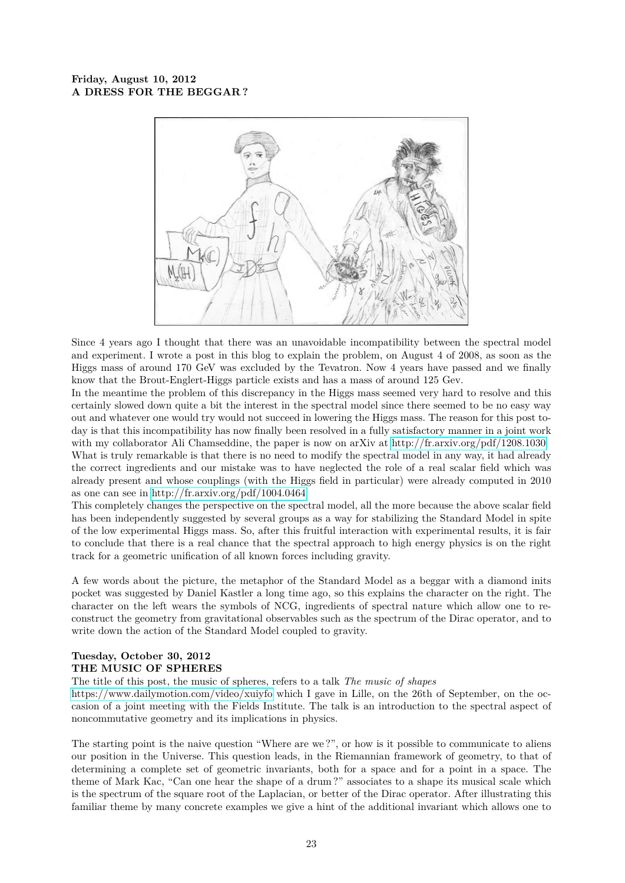**Friday, August 10, 2012**
**A DRESS FOR THE BEGGAR ?**

Since 4 years ago I thought that there was an unavoidable incompatibility between the spectral model and experiment. I wrote a post in this blog to explain the problem, on August 4 of 2008, as soon as the Higgs mass of around 170 GeV was excluded by the Tevatron. Now 4 years have passed and we finally know that the Brout-Englert-Higgs particle exists and has a mass of around 125 Gev.
In the meantime the problem of this discrepancy in the Higgs mass seemed very hard to resolve and this certainly slowed down quite a bit the interest in the spectral model since there seemed to be no easy way out and whatever one would try would not succeed in lowering the Higgs mass. The reason for this post today is that this incompatibility has now finally been resolved in a fully satisfactory manner in a joint work with my collaborator Ali Chamseddine, the paper is now on arXiv at http://fr.arxiv.org/pdf/1208.1030
What is truly remarkable is that there is no need to modify the spectral model in any way, it had already the correct ingredients and our mistake was to have neglected the role of a real scalar field which was already present and whose couplings (with the Higgs field in particular) were already computed in 2010 as one can see in http://fr.arxiv.org/pdf/1004.0464
This completely changes the perspective on the spectral model, all the more because the above scalar field has been independently suggested by several groups as a way for stabilizing the Standard Model in spite of the low experimental Higgs mass. So, after this fruitful interaction with experimental results, it is fair to conclude that there is a real chance that the spectral approach to high energy physics is on the right track for a geometric unification of all known forces including gravity.

A few words about the picture, the metaphor of the Standard Model as a beggar with a diamond inits pocket was suggested by Daniel Kastler a long time ago, so this explains the character on the right. The character on the left wears the symbols of NCG, ingredients of spectral nature which allow one to reconstruct the geometry from gravitational observables such as the spectrum of the Dirac operator, and to write down the action of the Standard Model coupled to gravity.

**Tuesday, October 30, 2012**
**THE MUSIC OF SPHERES**

The title of this post, the music of spheres, refers to a talk *The music of shapes* https://www.dailymotion.com/video/xuiyfo which I gave in Lille, on the 26th of September, on the occasion of a joint meeting with the Fields Institute. The talk is an introduction to the spectral aspect of noncommutative geometry and its implications in physics.

The starting point is the naive question "Where are we ?", or how is it possible to communicate to aliens our position in the Universe. This question leads, in the Riemannian framework of geometry, to that of determining a complete set of geometric invariants, both for a space and for a point in a space. The theme of Mark Kac, "Can one hear the shape of a drum ?" associates to a shape its musical scale which is the spectrum of the square root of the Laplacian, or better of the Dirac operator. After illustrating this familiar theme by many concrete examples we give a hint of the additional invariant which allows one to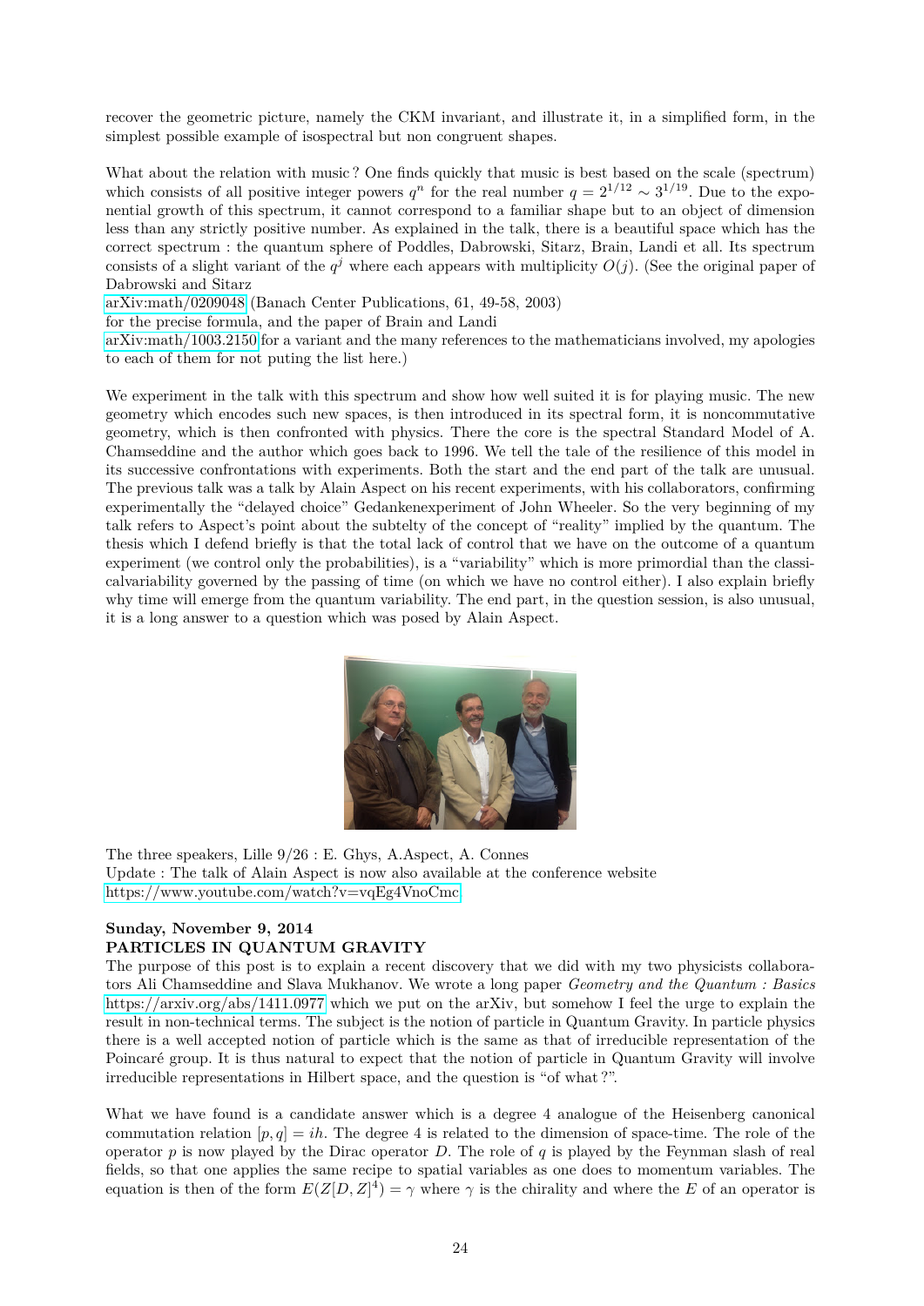recover the geometric picture, namely the CKM invariant, and illustrate it, in a simplified form, in the simplest possible example of isospectral but non congruent shapes.

What about the relation with music ? One finds quickly that music is best based on the scale (spectrum) which consists of all positive integer powers $q^n$ for the real number $q = 2^{1/12} \sim 3^{1/19}$. Due to the exponential growth of this spectrum, it cannot correspond to a familiar shape but to an object of dimension less than any strictly positive number. As explained in the talk, there is a beautiful space which has the correct spectrum : the quantum sphere of Poddles, Dabrowski, Sitarz, Brain, Landi et all. Its spectrum consists of a slight variant of the $q^j$ where each appears with multiplicity $O(j)$. (See the original paper of Dabrowski and Sitarz
arXiv:math/0209048 (Banach Center Publications, 61, 49-58, 2003)
for the precise formula, and the paper of Brain and Landi
arXiv:math/1003.2150 for a variant and the many references to the mathematicians involved, my apologies to each of them for not puting the list here.)

We experiment in the talk with this spectrum and show how well suited it is for playing music. The new geometry which encodes such new spaces, is then introduced in its spectral form, it is noncommutative geometry, which is then confronted with physics. There the core is the spectral Standard Model of A. Chamseddine and the author which goes back to 1996. We tell the tale of the resilience of this model in its successive confrontations with experiments. Both the start and the end part of the talk are unusual. The previous talk was a talk by Alain Aspect on his recent experiments, with his collaborators, confirming experimentally the "delayed choice" Gedankenexperiment of John Wheeler. So the very beginning of my talk refers to Aspect's point about the subtelty of the concept of "reality" implied by the quantum. The thesis which I defend briefly is that the total lack of control that we have on the outcome of a quantum experiment (we control only the probabilities), is a "variability" which is more primordial than the classicalvariability governed by the passing of time (on which we have no control either). I also explain briefly why time will emerge from the quantum variability. The end part, in the question session, is also unusual, it is a long answer to a question which was posed by Alain Aspect.

The three speakers, Lille 9/26 : E. Ghys, A.Aspect, A. Connes
Update : The talk of Alain Aspect is now also available at the conference website
https://www.youtube.com/watch?v=vqEg4VnoCmc

**Sunday, November 9, 2014**
**PARTICLES IN QUANTUM GRAVITY**

The purpose of this post is to explain a recent discovery that we did with my two physicists collaborators Ali Chamseddine and Slava Mukhanov. We wrote a long paper *Geometry and the Quantum : Basics* https://arxiv.org/abs/1411.0977 which we put on the arXiv, but somehow I feel the urge to explain the result in non-technical terms. The subject is the notion of particle in Quantum Gravity. In particle physics there is a well accepted notion of particle which is the same as that of irreducible representation of the Poincaré group. It is thus natural to expect that the notion of particle in Quantum Gravity will involve irreducible representations in Hilbert space, and the question is "of what ?".

What we have found is a candidate answer which is a degree 4 analogue of the Heisenberg canonical commutation relation $[p, q] = ih$. The degree 4 is related to the dimension of space-time. The role of the operator $p$ is now played by the Dirac operator $D$. The role of $q$ is played by the Feynman slash of real fields, so that one applies the same recipe to spatial variables as one does to momentum variables. The equation is then of the form $E(Z[D, Z]^4) = \gamma$ where $\gamma$ is the chirality and where the $E$ of an operator is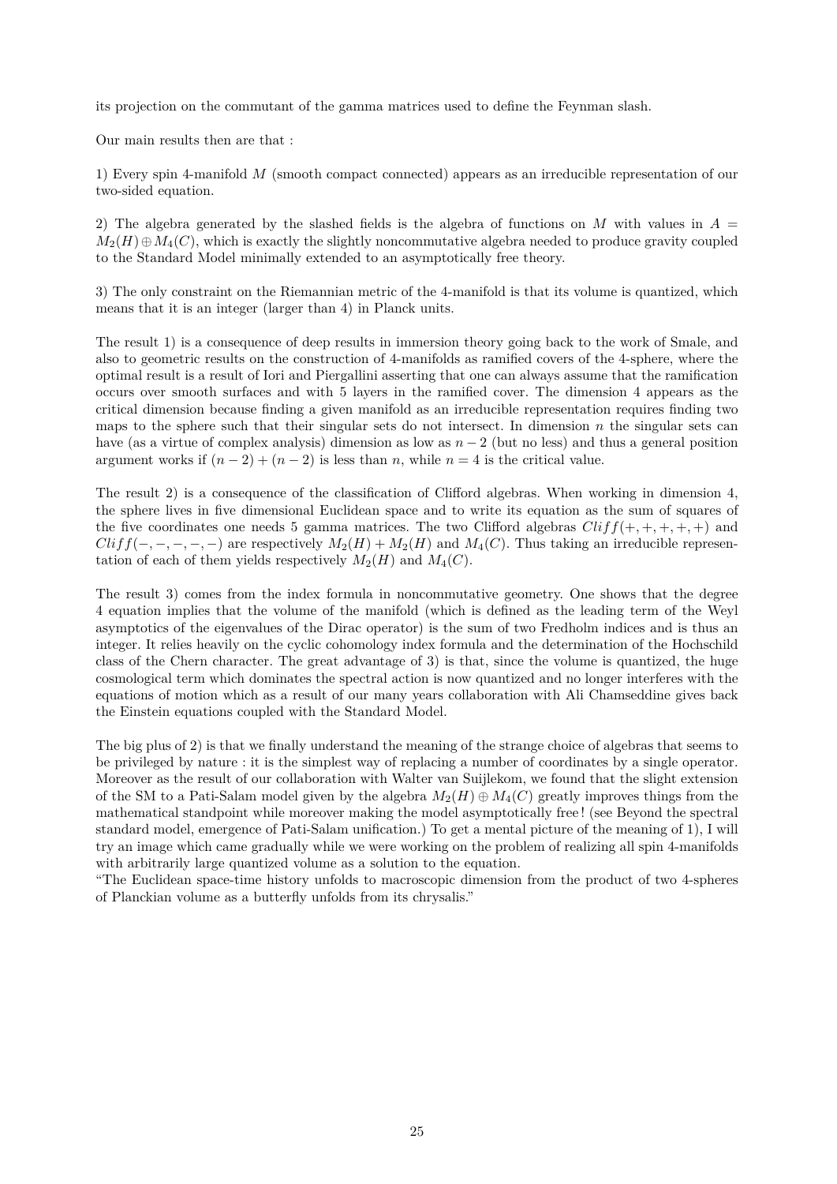its projection on the commutant of the gamma matrices used to define the Feynman slash.

Our main results then are that :

1) Every spin 4-manifold $M$ (smooth compact connected) appears as an irreducible representation of our two-sided equation.

2) The algebra generated by the slashed fields is the algebra of functions on $M$ with values in $A = M_2(H) \oplus M_4(C)$, which is exactly the slightly noncommutative algebra needed to produce gravity coupled to the Standard Model minimally extended to an asymptotically free theory.

3) The only constraint on the Riemannian metric of the 4-manifold is that its volume is quantized, which means that it is an integer (larger than 4) in Planck units.

The result 1) is a consequence of deep results in immersion theory going back to the work of Smale, and also to geometric results on the construction of 4-manifolds as ramified covers of the 4-sphere, where the optimal result is a result of Iori and Piergallini asserting that one can always assume that the ramification occurs over smooth surfaces and with 5 layers in the ramified cover. The dimension 4 appears as the critical dimension because finding a given manifold as an irreducible representation requires finding two maps to the sphere such that their singular sets do not intersect. In dimension $n$ the singular sets can have (as a virtue of complex analysis) dimension as low as $n-2$ (but no less) and thus a general position argument works if $(n-2)+(n-2)$ is less than $n$, while $n=4$ is the critical value.

The result 2) is a consequence of the classification of Clifford algebras. When working in dimension 4, the sphere lives in five dimensional Euclidean space and to write its equation as the sum of squares of the five coordinates one needs 5 gamma matrices. The two Clifford algebras $Cliff(+,+,+,+,+)$ and $Cliff(-,-,-,-,-)$ are respectively $M_2(H)+M_2(H)$ and $M_4(C)$. Thus taking an irreducible representation of each of them yields respectively $M_2(H)$ and $M_4(C)$.

The result 3) comes from the index formula in noncommutative geometry. One shows that the degree 4 equation implies that the volume of the manifold (which is defined as the leading term of the Weyl asymptotics of the eigenvalues of the Dirac operator) is the sum of two Fredholm indices and is thus an integer. It relies heavily on the cyclic cohomology index formula and the determination of the Hochschild class of the Chern character. The great advantage of 3) is that, since the volume is quantized, the huge cosmological term which dominates the spectral action is now quantized and no longer interferes with the equations of motion which as a result of our many years collaboration with Ali Chamseddine gives back the Einstein equations coupled with the Standard Model.

The big plus of 2) is that we finally understand the meaning of the strange choice of algebras that seems to be privileged by nature : it is the simplest way of replacing a number of coordinates by a single operator. Moreover as the result of our collaboration with Walter van Suijlekom, we found that the slight extension of the SM to a Pati-Salam model given by the algebra $M_2(H) \oplus M_4(C)$ greatly improves things from the mathematical standpoint while moreover making the model asymptotically free ! (see Beyond the spectral standard model, emergence of Pati-Salam unification.) To get a mental picture of the meaning of 1), I will try an image which came gradually while we were working on the problem of realizing all spin 4-manifolds with arbitrarily large quantized volume as a solution to the equation.
"The Euclidean space-time history unfolds to macroscopic dimension from the product of two 4-spheres of Planckian volume as a butterfly unfolds from its chrysalis."